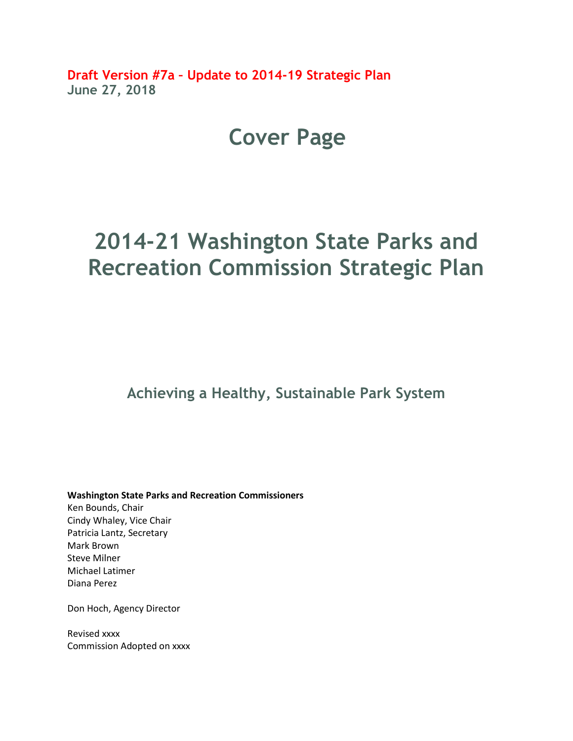**Draft Version #7a – Update to 2014-19 Strategic Plan**
**June 27, 2018**

# Cover Page

# 2014-21 Washington State Parks and Recreation Commission Strategic Plan

## Achieving a Healthy, Sustainable Park System

**Washington State Parks and Recreation Commissioners**
Ken Bounds, Chair
Cindy Whaley, Vice Chair
Patricia Lantz, Secretary
Mark Brown
Steve Milner
Michael Latimer
Diana Perez

Don Hoch, Agency Director

Revised xxxx
Commission Adopted on xxxx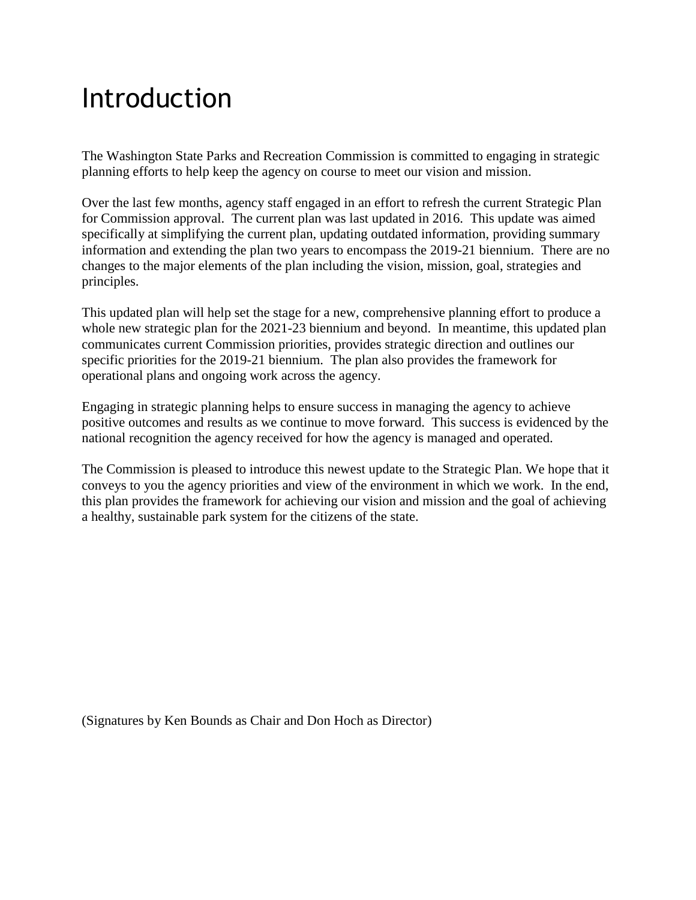# Introduction

The Washington State Parks and Recreation Commission is committed to engaging in strategic planning efforts to help keep the agency on course to meet our vision and mission.

Over the last few months, agency staff engaged in an effort to refresh the current Strategic Plan for Commission approval. The current plan was last updated in 2016. This update was aimed specifically at simplifying the current plan, updating outdated information, providing summary information and extending the plan two years to encompass the 2019-21 biennium. There are no changes to the major elements of the plan including the vision, mission, goal, strategies and principles.

This updated plan will help set the stage for a new, comprehensive planning effort to produce a whole new strategic plan for the 2021-23 biennium and beyond. In meantime, this updated plan communicates current Commission priorities, provides strategic direction and outlines our specific priorities for the 2019-21 biennium. The plan also provides the framework for operational plans and ongoing work across the agency.

Engaging in strategic planning helps to ensure success in managing the agency to achieve positive outcomes and results as we continue to move forward. This success is evidenced by the national recognition the agency received for how the agency is managed and operated.

The Commission is pleased to introduce this newest update to the Strategic Plan. We hope that it conveys to you the agency priorities and view of the environment in which we work. In the end, this plan provides the framework for achieving our vision and mission and the goal of achieving a healthy, sustainable park system for the citizens of the state.

(Signatures by Ken Bounds as Chair and Don Hoch as Director)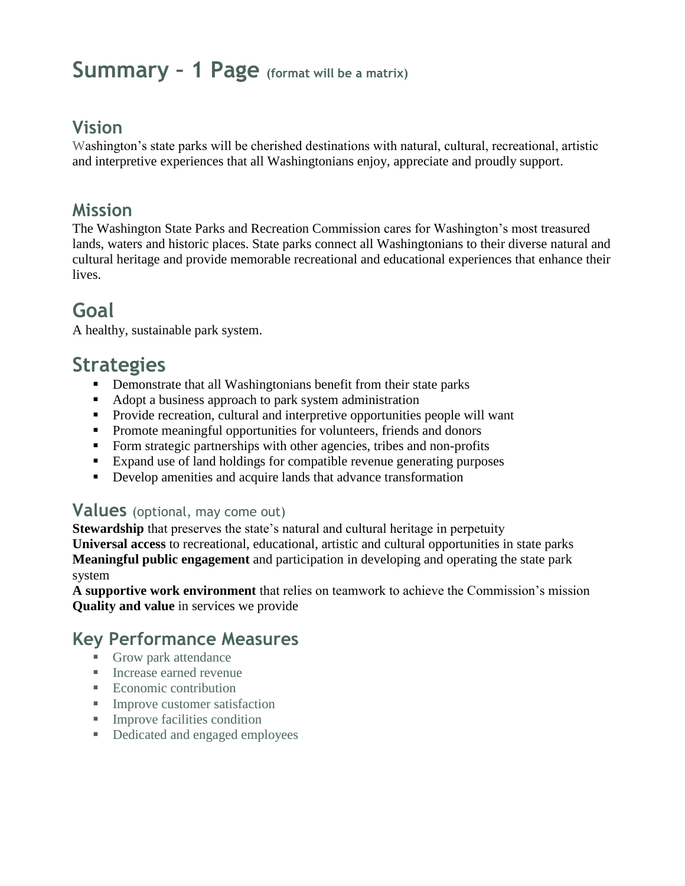# Summary – 1 Page (format will be a matrix)

## Vision

Washington's state parks will be cherished destinations with natural, cultural, recreational, artistic and interpretive experiences that all Washingtonians enjoy, appreciate and proudly support.

## Mission

The Washington State Parks and Recreation Commission cares for Washington's most treasured lands, waters and historic places. State parks connect all Washingtonians to their diverse natural and cultural heritage and provide memorable recreational and educational experiences that enhance their lives.

## Goal

A healthy, sustainable park system.

## Strategies

- Demonstrate that all Washingtonians benefit from their state parks
- Adopt a business approach to park system administration
- Provide recreation, cultural and interpretive opportunities people will want
- Promote meaningful opportunities for volunteers, friends and donors
- Form strategic partnerships with other agencies, tribes and non-profits
- Expand use of land holdings for compatible revenue generating purposes
- Develop amenities and acquire lands that advance transformation

### Values (optional, may come out)

**Stewardship** that preserves the state's natural and cultural heritage in perpetuity
**Universal access** to recreational, educational, artistic and cultural opportunities in state parks
**Meaningful public engagement** and participation in developing and operating the state park system
**A supportive work environment** that relies on teamwork to achieve the Commission's mission
**Quality and value** in services we provide

### Key Performance Measures

- Grow park attendance
- Increase earned revenue
- Economic contribution
- Improve customer satisfaction
- Improve facilities condition
- Dedicated and engaged employees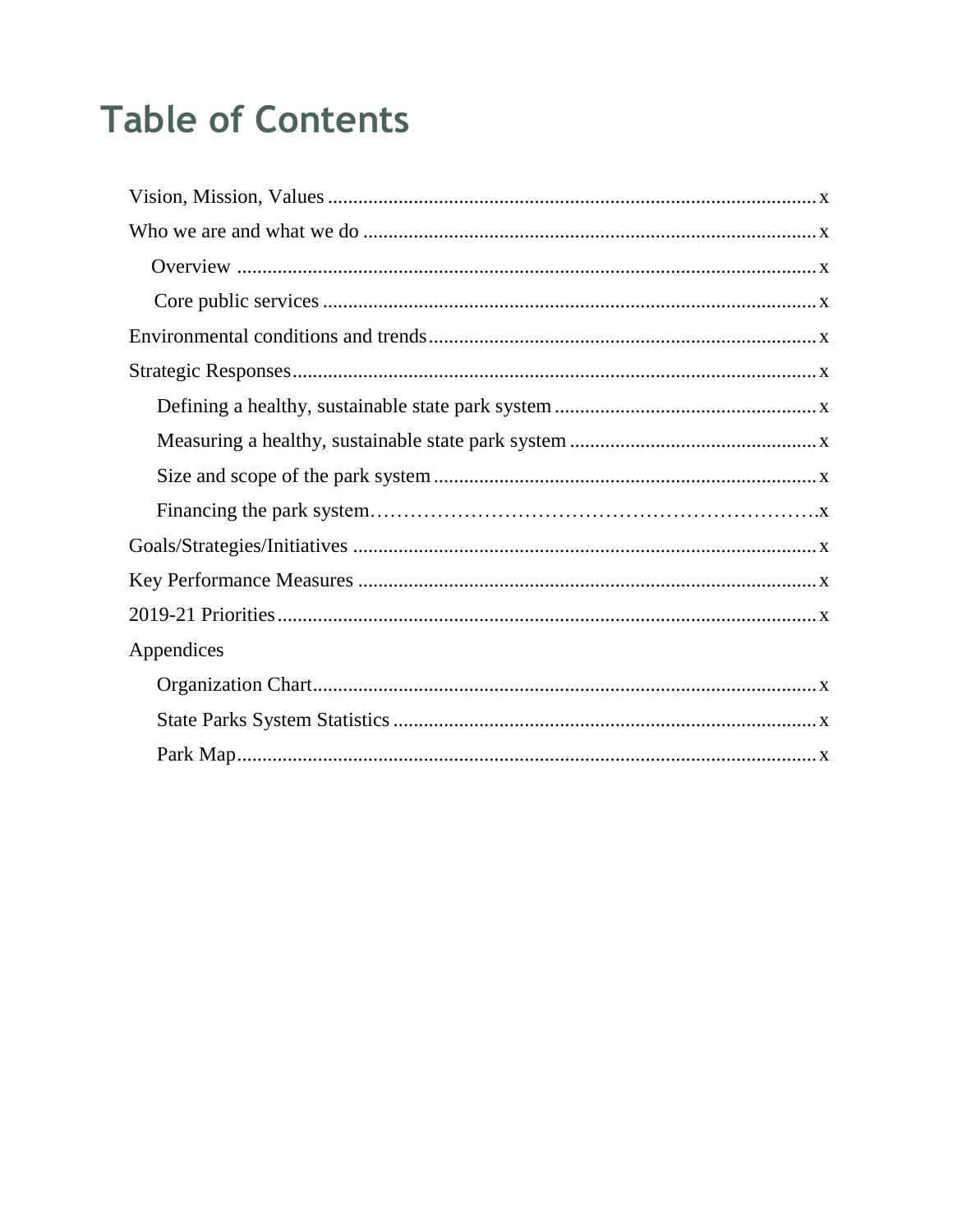# Table of Contents

- Vision, Mission, Values ........ x
- Who we are and what we do ........ x
  - Overview ........ x
  - Core public services ........ x
- Environmental conditions and trends ........ x
- Strategic Responses ........ x
  - Defining a healthy, sustainable state park system ........ x
  - Measuring a healthy, sustainable state park system ........ x
  - Size and scope of the park system ........ x
  - Financing the park system ........ x
- Goals/Strategies/Initiatives ........ x
- Key Performance Measures ........ x
- 2019-21 Priorities ........ x
- Appendices
  - Organization Chart ........ x
  - State Parks System Statistics ........ x
  - Park Map ........ x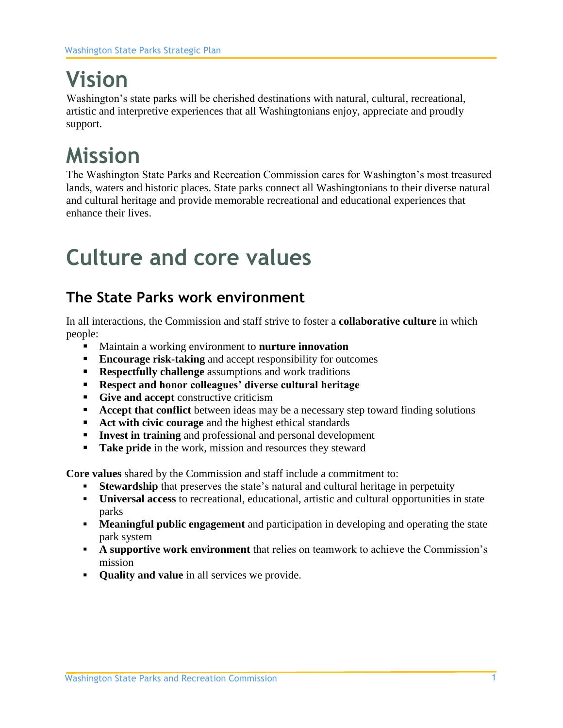# Vision

Washington's state parks will be cherished destinations with natural, cultural, recreational, artistic and interpretive experiences that all Washingtonians enjoy, appreciate and proudly support.

# Mission

The Washington State Parks and Recreation Commission cares for Washington's most treasured lands, waters and historic places. State parks connect all Washingtonians to their diverse natural and cultural heritage and provide memorable recreational and educational experiences that enhance their lives.

# Culture and core values

## The State Parks work environment

In all interactions, the Commission and staff strive to foster a **collaborative culture** in which people:

- Maintain a working environment to **nurture innovation**
- **Encourage risk-taking** and accept responsibility for outcomes
- **Respectfully challenge** assumptions and work traditions
- **Respect and honor colleagues' diverse cultural heritage**
- **Give and accept** constructive criticism
- **Accept that conflict** between ideas may be a necessary step toward finding solutions
- **Act with civic courage** and the highest ethical standards
- **Invest in training** and professional and personal development
- **Take pride** in the work, mission and resources they steward

**Core values** shared by the Commission and staff include a commitment to:

- **Stewardship** that preserves the state's natural and cultural heritage in perpetuity
- **Universal access** to recreational, educational, artistic and cultural opportunities in state parks
- **Meaningful public engagement** and participation in developing and operating the state park system
- **A supportive work environment** that relies on teamwork to achieve the Commission's mission
- **Quality and value** in all services we provide.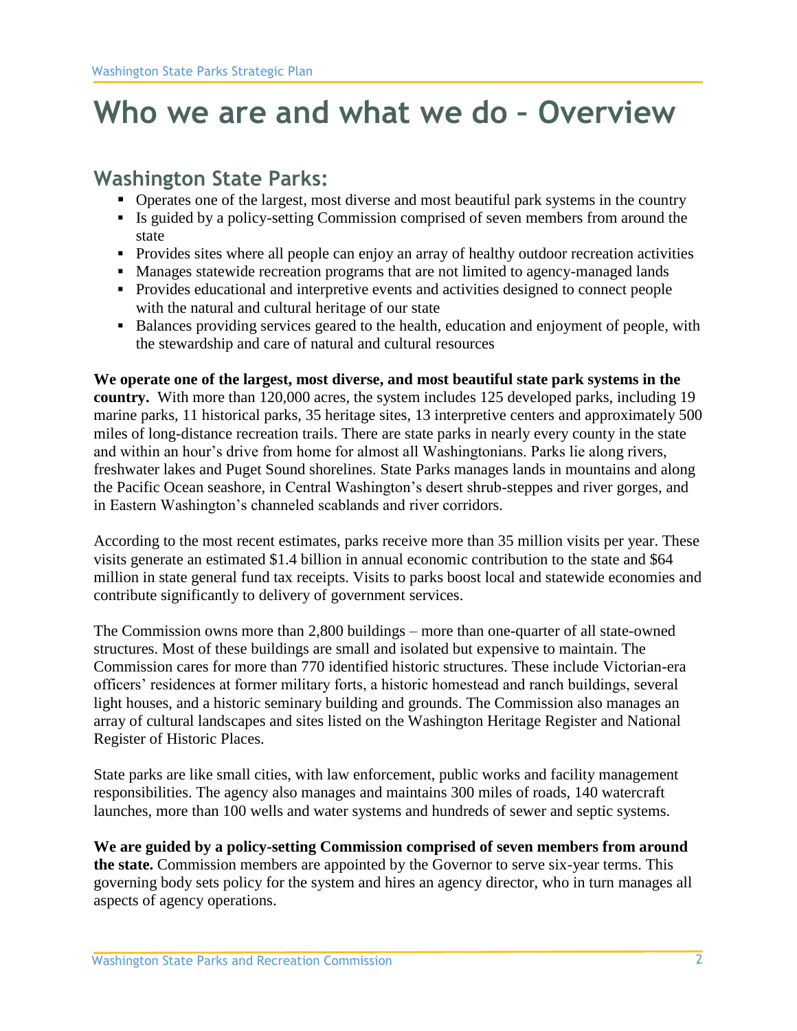# Who we are and what we do – Overview

## Washington State Parks:

- Operates one of the largest, most diverse and most beautiful park systems in the country
- Is guided by a policy-setting Commission comprised of seven members from around the state
- Provides sites where all people can enjoy an array of healthy outdoor recreation activities
- Manages statewide recreation programs that are not limited to agency-managed lands
- Provides educational and interpretive events and activities designed to connect people with the natural and cultural heritage of our state
- Balances providing services geared to the health, education and enjoyment of people, with the stewardship and care of natural and cultural resources

**We operate one of the largest, most diverse, and most beautiful state park systems in the country.** With more than 120,000 acres, the system includes 125 developed parks, including 19 marine parks, 11 historical parks, 35 heritage sites, 13 interpretive centers and approximately 500 miles of long-distance recreation trails. There are state parks in nearly every county in the state and within an hour's drive from home for almost all Washingtonians. Parks lie along rivers, freshwater lakes and Puget Sound shorelines. State Parks manages lands in mountains and along the Pacific Ocean seashore, in Central Washington's desert shrub-steppes and river gorges, and in Eastern Washington's channeled scablands and river corridors.

According to the most recent estimates, parks receive more than 35 million visits per year. These visits generate an estimated $1.4 billion in annual economic contribution to the state and $64 million in state general fund tax receipts. Visits to parks boost local and statewide economies and contribute significantly to delivery of government services.

The Commission owns more than 2,800 buildings – more than one-quarter of all state-owned structures. Most of these buildings are small and isolated but expensive to maintain. The Commission cares for more than 770 identified historic structures. These include Victorian-era officers' residences at former military forts, a historic homestead and ranch buildings, several light houses, and a historic seminary building and grounds. The Commission also manages an array of cultural landscapes and sites listed on the Washington Heritage Register and National Register of Historic Places.

State parks are like small cities, with law enforcement, public works and facility management responsibilities. The agency also manages and maintains 300 miles of roads, 140 watercraft launches, more than 100 wells and water systems and hundreds of sewer and septic systems.

**We are guided by a policy-setting Commission comprised of seven members from around the state.** Commission members are appointed by the Governor to serve six-year terms. This governing body sets policy for the system and hires an agency director, who in turn manages all aspects of agency operations.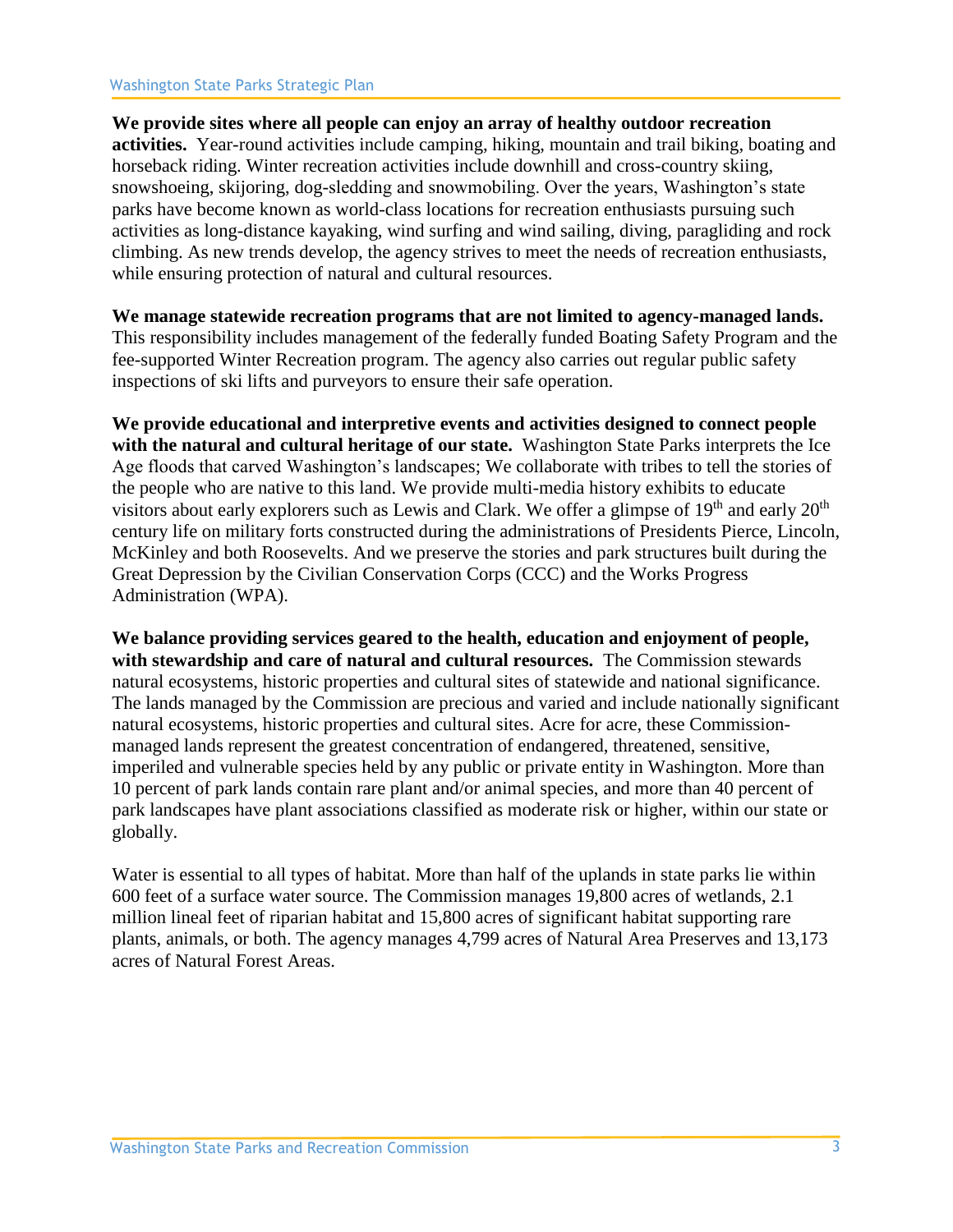**We provide sites where all people can enjoy an array of healthy outdoor recreation activities.** Year-round activities include camping, hiking, mountain and trail biking, boating and horseback riding. Winter recreation activities include downhill and cross-country skiing, snowshoeing, skijoring, dog-sledding and snowmobiling. Over the years, Washington's state parks have become known as world-class locations for recreation enthusiasts pursuing such activities as long-distance kayaking, wind surfing and wind sailing, diving, paragliding and rock climbing. As new trends develop, the agency strives to meet the needs of recreation enthusiasts, while ensuring protection of natural and cultural resources.

**We manage statewide recreation programs that are not limited to agency-managed lands.** This responsibility includes management of the federally funded Boating Safety Program and the fee-supported Winter Recreation program. The agency also carries out regular public safety inspections of ski lifts and purveyors to ensure their safe operation.

**We provide educational and interpretive events and activities designed to connect people with the natural and cultural heritage of our state.** Washington State Parks interprets the Ice Age floods that carved Washington's landscapes; We collaborate with tribes to tell the stories of the people who are native to this land. We provide multi-media history exhibits to educate visitors about early explorers such as Lewis and Clark. We offer a glimpse of 19th and early 20th century life on military forts constructed during the administrations of Presidents Pierce, Lincoln, McKinley and both Roosevelts. And we preserve the stories and park structures built during the Great Depression by the Civilian Conservation Corps (CCC) and the Works Progress Administration (WPA).

**We balance providing services geared to the health, education and enjoyment of people, with stewardship and care of natural and cultural resources.** The Commission stewards natural ecosystems, historic properties and cultural sites of statewide and national significance. The lands managed by the Commission are precious and varied and include nationally significant natural ecosystems, historic properties and cultural sites. Acre for acre, these Commission-managed lands represent the greatest concentration of endangered, threatened, sensitive, imperiled and vulnerable species held by any public or private entity in Washington. More than 10 percent of park lands contain rare plant and/or animal species, and more than 40 percent of park landscapes have plant associations classified as moderate risk or higher, within our state or globally.

Water is essential to all types of habitat. More than half of the uplands in state parks lie within 600 feet of a surface water source. The Commission manages 19,800 acres of wetlands, 2.1 million lineal feet of riparian habitat and 15,800 acres of significant habitat supporting rare plants, animals, or both. The agency manages 4,799 acres of Natural Area Preserves and 13,173 acres of Natural Forest Areas.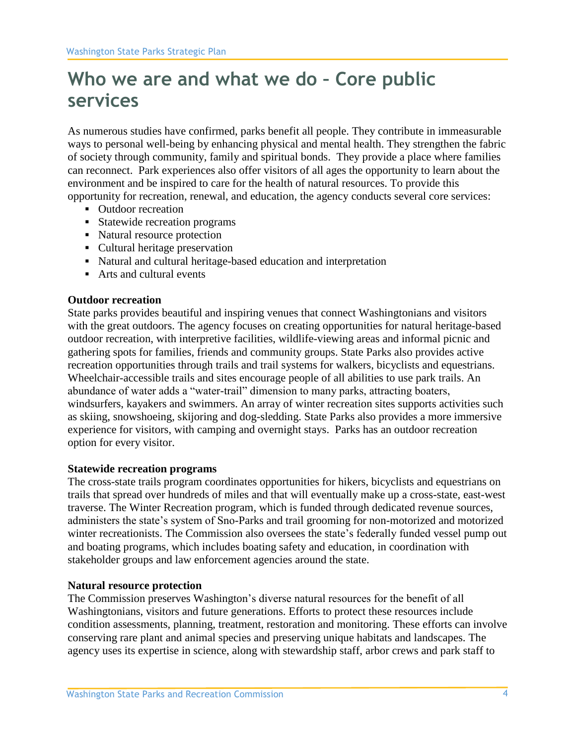# Who we are and what we do – Core public services

As numerous studies have confirmed, parks benefit all people. They contribute in immeasurable ways to personal well-being by enhancing physical and mental health. They strengthen the fabric of society through community, family and spiritual bonds. They provide a place where families can reconnect. Park experiences also offer visitors of all ages the opportunity to learn about the environment and be inspired to care for the health of natural resources. To provide this opportunity for recreation, renewal, and education, the agency conducts several core services:

- Outdoor recreation
- Statewide recreation programs
- Natural resource protection
- Cultural heritage preservation
- Natural and cultural heritage-based education and interpretation
- Arts and cultural events

**Outdoor recreation**
State parks provides beautiful and inspiring venues that connect Washingtonians and visitors with the great outdoors. The agency focuses on creating opportunities for natural heritage-based outdoor recreation, with interpretive facilities, wildlife-viewing areas and informal picnic and gathering spots for families, friends and community groups. State Parks also provides active recreation opportunities through trails and trail systems for walkers, bicyclists and equestrians. Wheelchair-accessible trails and sites encourage people of all abilities to use park trails. An abundance of water adds a "water-trail" dimension to many parks, attracting boaters, windsurfers, kayakers and swimmers. An array of winter recreation sites supports activities such as skiing, snowshoeing, skijoring and dog-sledding. State Parks also provides a more immersive experience for visitors, with camping and overnight stays. Parks has an outdoor recreation option for every visitor.

**Statewide recreation programs**
The cross-state trails program coordinates opportunities for hikers, bicyclists and equestrians on trails that spread over hundreds of miles and that will eventually make up a cross-state, east-west traverse. The Winter Recreation program, which is funded through dedicated revenue sources, administers the state's system of Sno-Parks and trail grooming for non-motorized and motorized winter recreationists. The Commission also oversees the state's federally funded vessel pump out and boating programs, which includes boating safety and education, in coordination with stakeholder groups and law enforcement agencies around the state.

**Natural resource protection**
The Commission preserves Washington's diverse natural resources for the benefit of all Washingtonians, visitors and future generations. Efforts to protect these resources include condition assessments, planning, treatment, restoration and monitoring. These efforts can involve conserving rare plant and animal species and preserving unique habitats and landscapes. The agency uses its expertise in science, along with stewardship staff, arbor crews and park staff to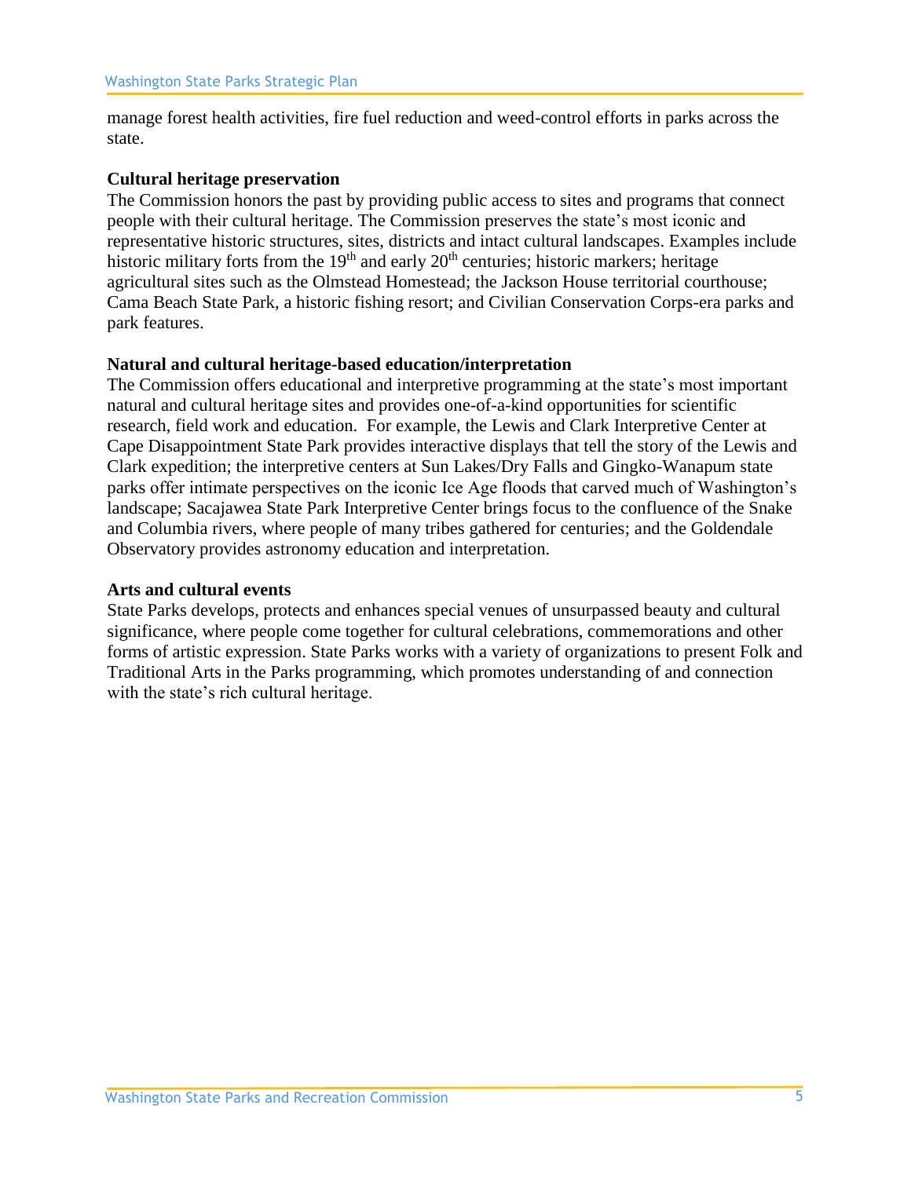manage forest health activities, fire fuel reduction and weed-control efforts in parks across the state.

**Cultural heritage preservation**

The Commission honors the past by providing public access to sites and programs that connect people with their cultural heritage. The Commission preserves the state's most iconic and representative historic structures, sites, districts and intact cultural landscapes. Examples include historic military forts from the 19th and early 20th centuries; historic markers; heritage agricultural sites such as the Olmstead Homestead; the Jackson House territorial courthouse; Cama Beach State Park, a historic fishing resort; and Civilian Conservation Corps-era parks and park features.

**Natural and cultural heritage-based education/interpretation**

The Commission offers educational and interpretive programming at the state's most important natural and cultural heritage sites and provides one-of-a-kind opportunities for scientific research, field work and education. For example, the Lewis and Clark Interpretive Center at Cape Disappointment State Park provides interactive displays that tell the story of the Lewis and Clark expedition; the interpretive centers at Sun Lakes/Dry Falls and Gingko-Wanapum state parks offer intimate perspectives on the iconic Ice Age floods that carved much of Washington's landscape; Sacajawea State Park Interpretive Center brings focus to the confluence of the Snake and Columbia rivers, where people of many tribes gathered for centuries; and the Goldendale Observatory provides astronomy education and interpretation.

**Arts and cultural events**

State Parks develops, protects and enhances special venues of unsurpassed beauty and cultural significance, where people come together for cultural celebrations, commemorations and other forms of artistic expression. State Parks works with a variety of organizations to present Folk and Traditional Arts in the Parks programming, which promotes understanding of and connection with the state's rich cultural heritage.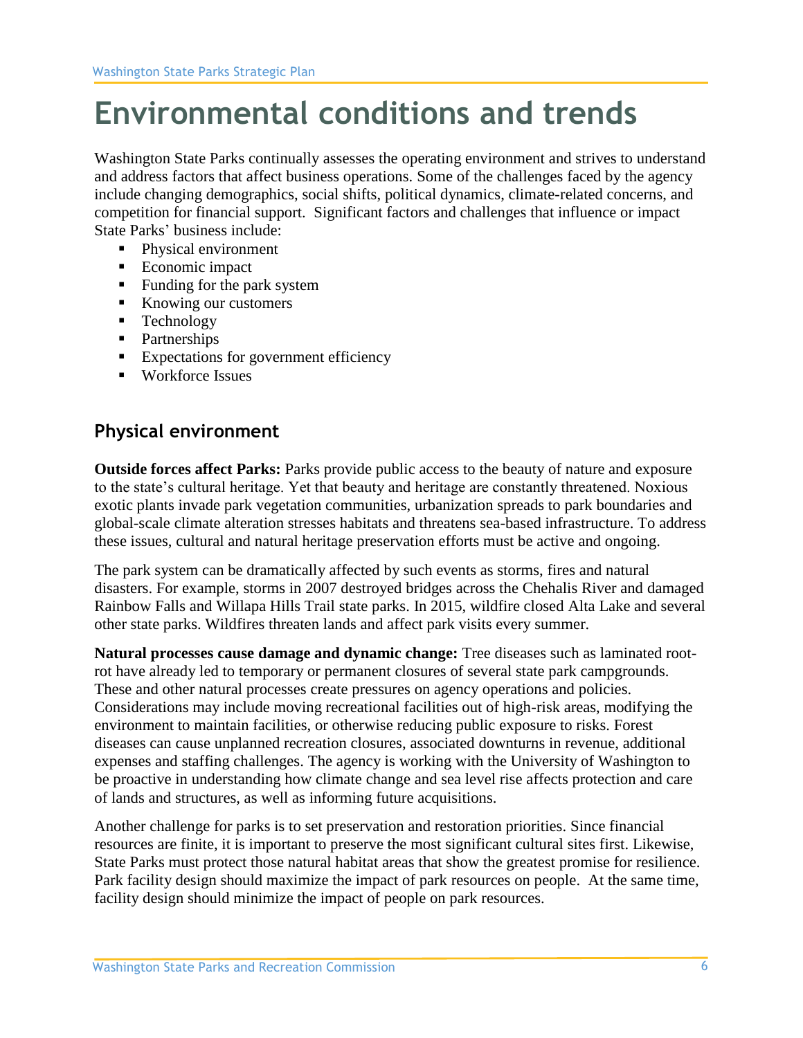# Environmental conditions and trends

Washington State Parks continually assesses the operating environment and strives to understand and address factors that affect business operations. Some of the challenges faced by the agency include changing demographics, social shifts, political dynamics, climate-related concerns, and competition for financial support. Significant factors and challenges that influence or impact State Parks' business include:

- Physical environment
- Economic impact
- Funding for the park system
- Knowing our customers
- Technology
- Partnerships
- Expectations for government efficiency
- Workforce Issues

## Physical environment

**Outside forces affect Parks:** Parks provide public access to the beauty of nature and exposure to the state's cultural heritage. Yet that beauty and heritage are constantly threatened. Noxious exotic plants invade park vegetation communities, urbanization spreads to park boundaries and global-scale climate alteration stresses habitats and threatens sea-based infrastructure. To address these issues, cultural and natural heritage preservation efforts must be active and ongoing.

The park system can be dramatically affected by such events as storms, fires and natural disasters. For example, storms in 2007 destroyed bridges across the Chehalis River and damaged Rainbow Falls and Willapa Hills Trail state parks. In 2015, wildfire closed Alta Lake and several other state parks. Wildfires threaten lands and affect park visits every summer.

**Natural processes cause damage and dynamic change:** Tree diseases such as laminated root-rot have already led to temporary or permanent closures of several state park campgrounds. These and other natural processes create pressures on agency operations and policies. Considerations may include moving recreational facilities out of high-risk areas, modifying the environment to maintain facilities, or otherwise reducing public exposure to risks. Forest diseases can cause unplanned recreation closures, associated downturns in revenue, additional expenses and staffing challenges. The agency is working with the University of Washington to be proactive in understanding how climate change and sea level rise affects protection and care of lands and structures, as well as informing future acquisitions.

Another challenge for parks is to set preservation and restoration priorities. Since financial resources are finite, it is important to preserve the most significant cultural sites first. Likewise, State Parks must protect those natural habitat areas that show the greatest promise for resilience. Park facility design should maximize the impact of park resources on people. At the same time, facility design should minimize the impact of people on park resources.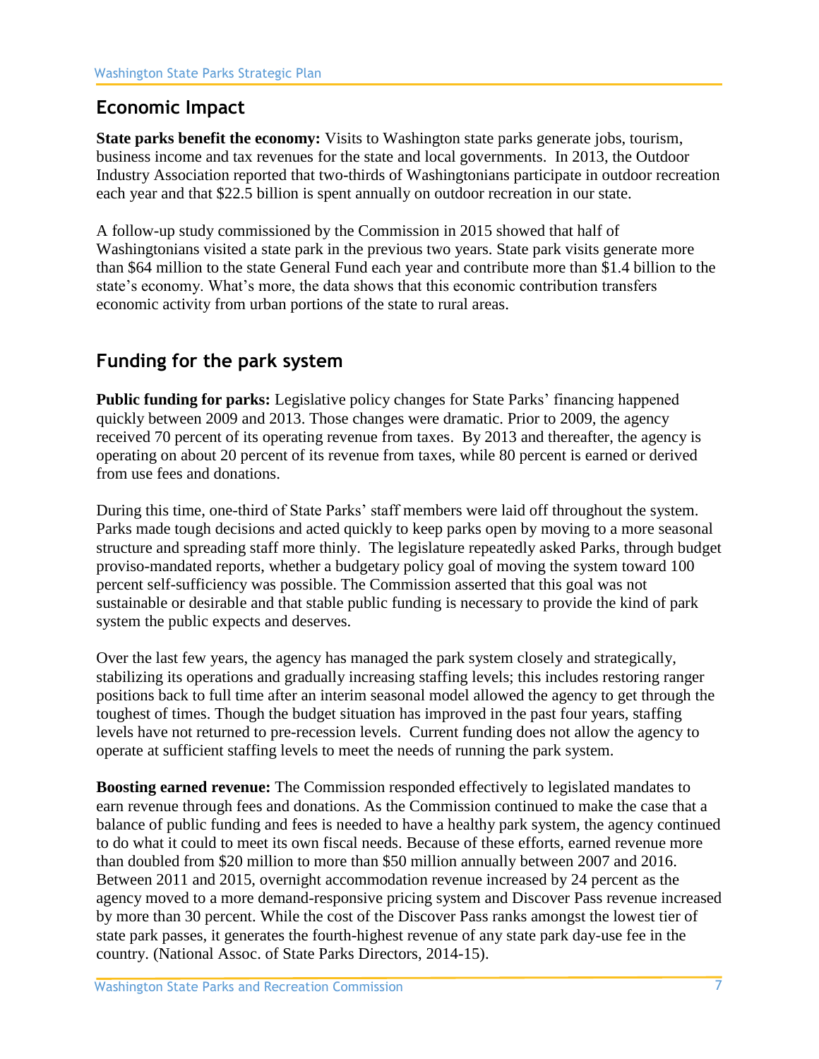## Economic Impact

**State parks benefit the economy:** Visits to Washington state parks generate jobs, tourism, business income and tax revenues for the state and local governments. In 2013, the Outdoor Industry Association reported that two-thirds of Washingtonians participate in outdoor recreation each year and that $22.5 billion is spent annually on outdoor recreation in our state.

A follow-up study commissioned by the Commission in 2015 showed that half of Washingtonians visited a state park in the previous two years. State park visits generate more than $64 million to the state General Fund each year and contribute more than $1.4 billion to the state's economy. What's more, the data shows that this economic contribution transfers economic activity from urban portions of the state to rural areas.

## Funding for the park system

**Public funding for parks:** Legislative policy changes for State Parks' financing happened quickly between 2009 and 2013. Those changes were dramatic. Prior to 2009, the agency received 70 percent of its operating revenue from taxes. By 2013 and thereafter, the agency is operating on about 20 percent of its revenue from taxes, while 80 percent is earned or derived from use fees and donations.

During this time, one-third of State Parks' staff members were laid off throughout the system. Parks made tough decisions and acted quickly to keep parks open by moving to a more seasonal structure and spreading staff more thinly. The legislature repeatedly asked Parks, through budget proviso-mandated reports, whether a budgetary policy goal of moving the system toward 100 percent self-sufficiency was possible. The Commission asserted that this goal was not sustainable or desirable and that stable public funding is necessary to provide the kind of park system the public expects and deserves.

Over the last few years, the agency has managed the park system closely and strategically, stabilizing its operations and gradually increasing staffing levels; this includes restoring ranger positions back to full time after an interim seasonal model allowed the agency to get through the toughest of times. Though the budget situation has improved in the past four years, staffing levels have not returned to pre-recession levels. Current funding does not allow the agency to operate at sufficient staffing levels to meet the needs of running the park system.

**Boosting earned revenue:** The Commission responded effectively to legislated mandates to earn revenue through fees and donations. As the Commission continued to make the case that a balance of public funding and fees is needed to have a healthy park system, the agency continued to do what it could to meet its own fiscal needs. Because of these efforts, earned revenue more than doubled from $20 million to more than $50 million annually between 2007 and 2016. Between 2011 and 2015, overnight accommodation revenue increased by 24 percent as the agency moved to a more demand-responsive pricing system and Discover Pass revenue increased by more than 30 percent. While the cost of the Discover Pass ranks amongst the lowest tier of state park passes, it generates the fourth-highest revenue of any state park day-use fee in the country. (National Assoc. of State Parks Directors, 2014-15).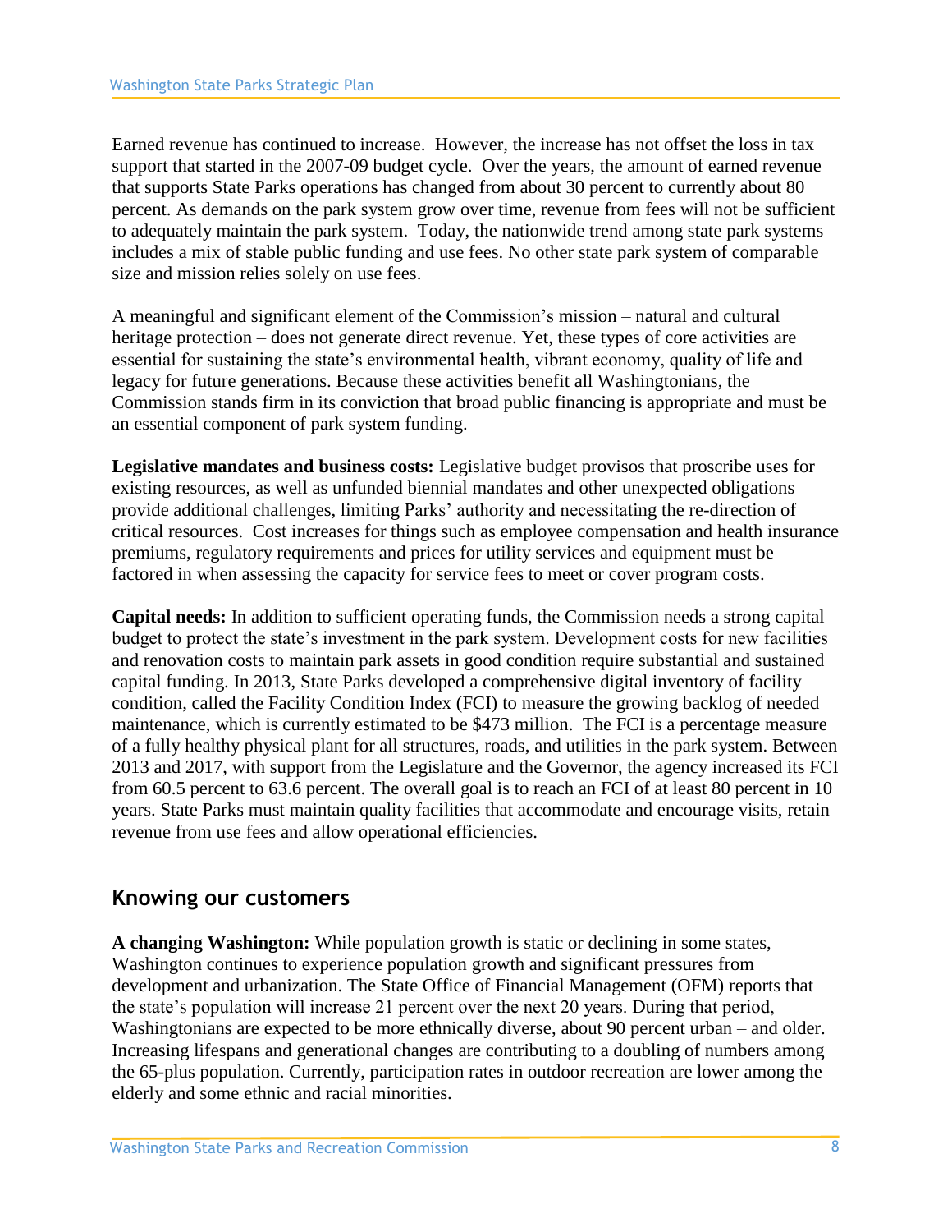Earned revenue has continued to increase. However, the increase has not offset the loss in tax support that started in the 2007-09 budget cycle. Over the years, the amount of earned revenue that supports State Parks operations has changed from about 30 percent to currently about 80 percent. As demands on the park system grow over time, revenue from fees will not be sufficient to adequately maintain the park system. Today, the nationwide trend among state park systems includes a mix of stable public funding and use fees. No other state park system of comparable size and mission relies solely on use fees.

A meaningful and significant element of the Commission's mission – natural and cultural heritage protection – does not generate direct revenue. Yet, these types of core activities are essential for sustaining the state's environmental health, vibrant economy, quality of life and legacy for future generations. Because these activities benefit all Washingtonians, the Commission stands firm in its conviction that broad public financing is appropriate and must be an essential component of park system funding.

**Legislative mandates and business costs:** Legislative budget provisos that proscribe uses for existing resources, as well as unfunded biennial mandates and other unexpected obligations provide additional challenges, limiting Parks' authority and necessitating the re-direction of critical resources. Cost increases for things such as employee compensation and health insurance premiums, regulatory requirements and prices for utility services and equipment must be factored in when assessing the capacity for service fees to meet or cover program costs.

**Capital needs:** In addition to sufficient operating funds, the Commission needs a strong capital budget to protect the state's investment in the park system. Development costs for new facilities and renovation costs to maintain park assets in good condition require substantial and sustained capital funding. In 2013, State Parks developed a comprehensive digital inventory of facility condition, called the Facility Condition Index (FCI) to measure the growing backlog of needed maintenance, which is currently estimated to be $473 million. The FCI is a percentage measure of a fully healthy physical plant for all structures, roads, and utilities in the park system. Between 2013 and 2017, with support from the Legislature and the Governor, the agency increased its FCI from 60.5 percent to 63.6 percent. The overall goal is to reach an FCI of at least 80 percent in 10 years. State Parks must maintain quality facilities that accommodate and encourage visits, retain revenue from use fees and allow operational efficiencies.

## Knowing our customers

**A changing Washington:** While population growth is static or declining in some states, Washington continues to experience population growth and significant pressures from development and urbanization. The State Office of Financial Management (OFM) reports that the state's population will increase 21 percent over the next 20 years. During that period, Washingtonians are expected to be more ethnically diverse, about 90 percent urban – and older. Increasing lifespans and generational changes are contributing to a doubling of numbers among the 65-plus population. Currently, participation rates in outdoor recreation are lower among the elderly and some ethnic and racial minorities.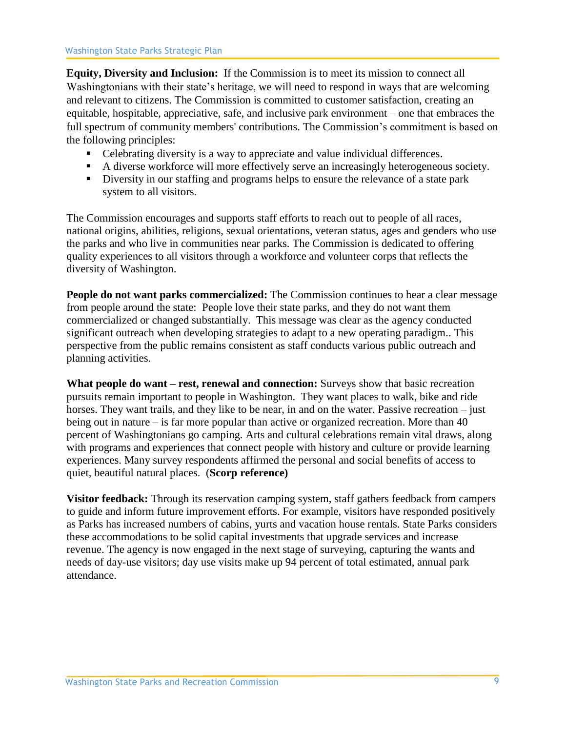**Equity, Diversity and Inclusion:** If the Commission is to meet its mission to connect all Washingtonians with their state's heritage, we will need to respond in ways that are welcoming and relevant to citizens. The Commission is committed to customer satisfaction, creating an equitable, hospitable, appreciative, safe, and inclusive park environment – one that embraces the full spectrum of community members' contributions. The Commission's commitment is based on the following principles:

- Celebrating diversity is a way to appreciate and value individual differences.
- A diverse workforce will more effectively serve an increasingly heterogeneous society.
- Diversity in our staffing and programs helps to ensure the relevance of a state park system to all visitors.

The Commission encourages and supports staff efforts to reach out to people of all races, national origins, abilities, religions, sexual orientations, veteran status, ages and genders who use the parks and who live in communities near parks. The Commission is dedicated to offering quality experiences to all visitors through a workforce and volunteer corps that reflects the diversity of Washington.

**People do not want parks commercialized:** The Commission continues to hear a clear message from people around the state: People love their state parks, and they do not want them commercialized or changed substantially. This message was clear as the agency conducted significant outreach when developing strategies to adapt to a new operating paradigm.. This perspective from the public remains consistent as staff conducts various public outreach and planning activities.

**What people do want – rest, renewal and connection:** Surveys show that basic recreation pursuits remain important to people in Washington. They want places to walk, bike and ride horses. They want trails, and they like to be near, in and on the water. Passive recreation – just being out in nature – is far more popular than active or organized recreation. More than 40 percent of Washingtonians go camping. Arts and cultural celebrations remain vital draws, along with programs and experiences that connect people with history and culture or provide learning experiences. Many survey respondents affirmed the personal and social benefits of access to quiet, beautiful natural places. (**Scorp reference)**

**Visitor feedback:** Through its reservation camping system, staff gathers feedback from campers to guide and inform future improvement efforts. For example, visitors have responded positively as Parks has increased numbers of cabins, yurts and vacation house rentals. State Parks considers these accommodations to be solid capital investments that upgrade services and increase revenue. The agency is now engaged in the next stage of surveying, capturing the wants and needs of day-use visitors; day use visits make up 94 percent of total estimated, annual park attendance.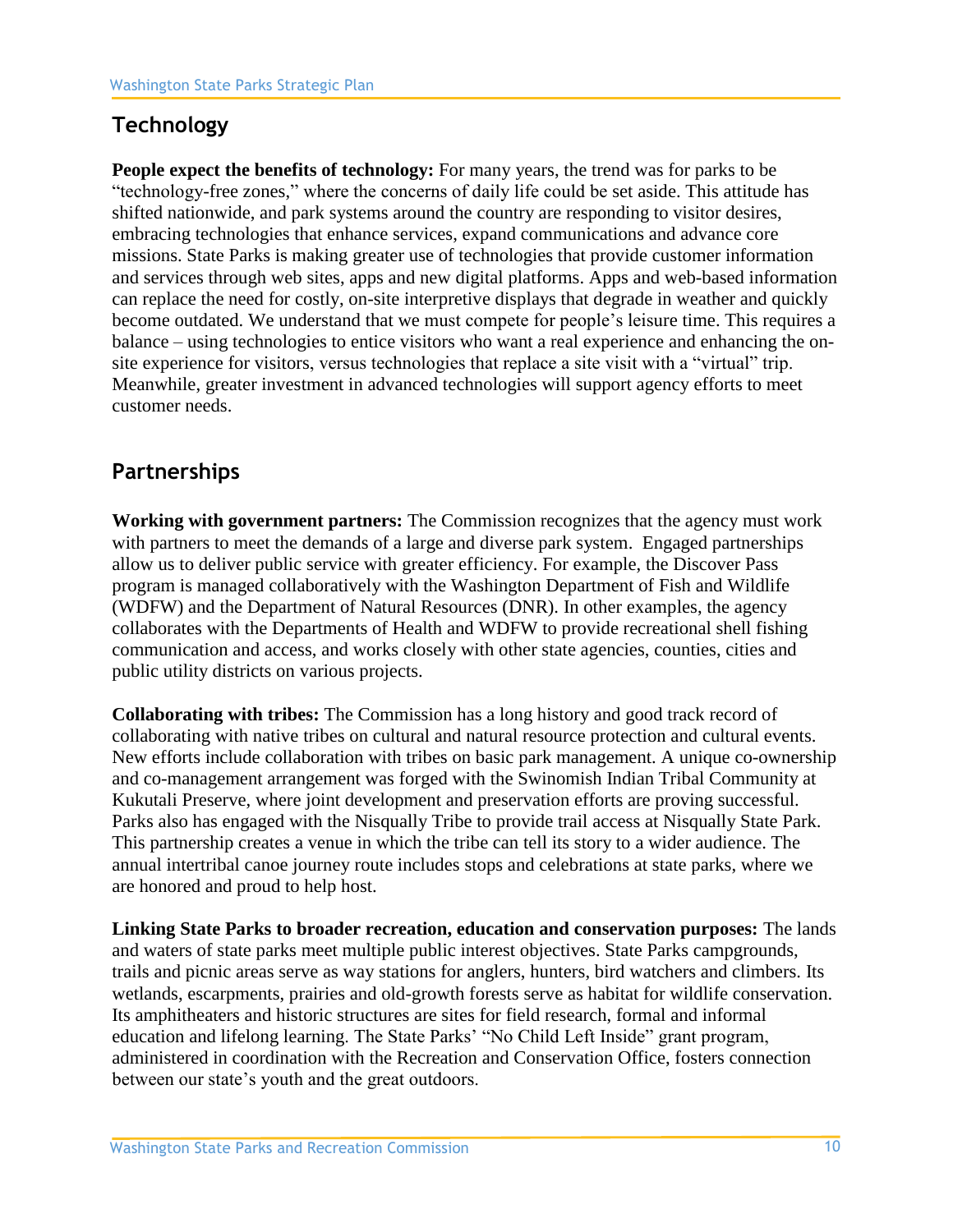## Technology

**People expect the benefits of technology:** For many years, the trend was for parks to be "technology-free zones," where the concerns of daily life could be set aside. This attitude has shifted nationwide, and park systems around the country are responding to visitor desires, embracing technologies that enhance services, expand communications and advance core missions. State Parks is making greater use of technologies that provide customer information and services through web sites, apps and new digital platforms. Apps and web-based information can replace the need for costly, on-site interpretive displays that degrade in weather and quickly become outdated. We understand that we must compete for people's leisure time. This requires a balance – using technologies to entice visitors who want a real experience and enhancing the on-site experience for visitors, versus technologies that replace a site visit with a "virtual" trip. Meanwhile, greater investment in advanced technologies will support agency efforts to meet customer needs.

## Partnerships

**Working with government partners:** The Commission recognizes that the agency must work with partners to meet the demands of a large and diverse park system. Engaged partnerships allow us to deliver public service with greater efficiency. For example, the Discover Pass program is managed collaboratively with the Washington Department of Fish and Wildlife (WDFW) and the Department of Natural Resources (DNR). In other examples, the agency collaborates with the Departments of Health and WDFW to provide recreational shell fishing communication and access, and works closely with other state agencies, counties, cities and public utility districts on various projects.

**Collaborating with tribes:** The Commission has a long history and good track record of collaborating with native tribes on cultural and natural resource protection and cultural events. New efforts include collaboration with tribes on basic park management. A unique co-ownership and co-management arrangement was forged with the Swinomish Indian Tribal Community at Kukutali Preserve, where joint development and preservation efforts are proving successful. Parks also has engaged with the Nisqually Tribe to provide trail access at Nisqually State Park. This partnership creates a venue in which the tribe can tell its story to a wider audience. The annual intertribal canoe journey route includes stops and celebrations at state parks, where we are honored and proud to help host.

**Linking State Parks to broader recreation, education and conservation purposes:** The lands and waters of state parks meet multiple public interest objectives. State Parks campgrounds, trails and picnic areas serve as way stations for anglers, hunters, bird watchers and climbers. Its wetlands, escarpments, prairies and old-growth forests serve as habitat for wildlife conservation. Its amphitheaters and historic structures are sites for field research, formal and informal education and lifelong learning. The State Parks' "No Child Left Inside" grant program, administered in coordination with the Recreation and Conservation Office, fosters connection between our state's youth and the great outdoors.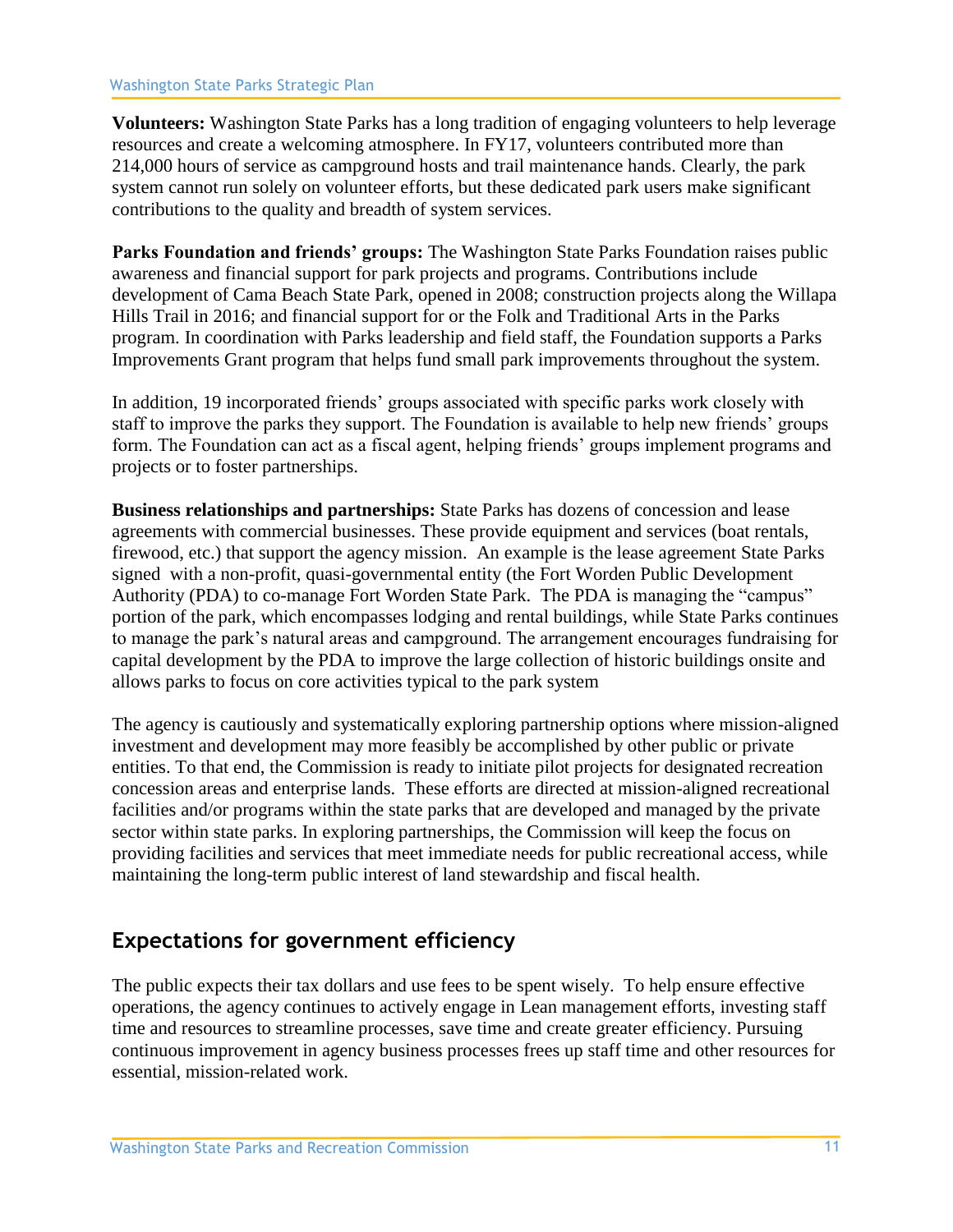**Volunteers:** Washington State Parks has a long tradition of engaging volunteers to help leverage resources and create a welcoming atmosphere. In FY17, volunteers contributed more than 214,000 hours of service as campground hosts and trail maintenance hands. Clearly, the park system cannot run solely on volunteer efforts, but these dedicated park users make significant contributions to the quality and breadth of system services.

**Parks Foundation and friends' groups:** The Washington State Parks Foundation raises public awareness and financial support for park projects and programs. Contributions include development of Cama Beach State Park, opened in 2008; construction projects along the Willapa Hills Trail in 2016; and financial support for or the Folk and Traditional Arts in the Parks program. In coordination with Parks leadership and field staff, the Foundation supports a Parks Improvements Grant program that helps fund small park improvements throughout the system.

In addition, 19 incorporated friends' groups associated with specific parks work closely with staff to improve the parks they support. The Foundation is available to help new friends' groups form. The Foundation can act as a fiscal agent, helping friends' groups implement programs and projects or to foster partnerships.

**Business relationships and partnerships:** State Parks has dozens of concession and lease agreements with commercial businesses. These provide equipment and services (boat rentals, firewood, etc.) that support the agency mission. An example is the lease agreement State Parks signed with a non-profit, quasi-governmental entity (the Fort Worden Public Development Authority (PDA) to co-manage Fort Worden State Park. The PDA is managing the "campus" portion of the park, which encompasses lodging and rental buildings, while State Parks continues to manage the park's natural areas and campground. The arrangement encourages fundraising for capital development by the PDA to improve the large collection of historic buildings onsite and allows parks to focus on core activities typical to the park system

The agency is cautiously and systematically exploring partnership options where mission-aligned investment and development may more feasibly be accomplished by other public or private entities. To that end, the Commission is ready to initiate pilot projects for designated recreation concession areas and enterprise lands. These efforts are directed at mission-aligned recreational facilities and/or programs within the state parks that are developed and managed by the private sector within state parks. In exploring partnerships, the Commission will keep the focus on providing facilities and services that meet immediate needs for public recreational access, while maintaining the long-term public interest of land stewardship and fiscal health.

## Expectations for government efficiency

The public expects their tax dollars and use fees to be spent wisely. To help ensure effective operations, the agency continues to actively engage in Lean management efforts, investing staff time and resources to streamline processes, save time and create greater efficiency. Pursuing continuous improvement in agency business processes frees up staff time and other resources for essential, mission-related work.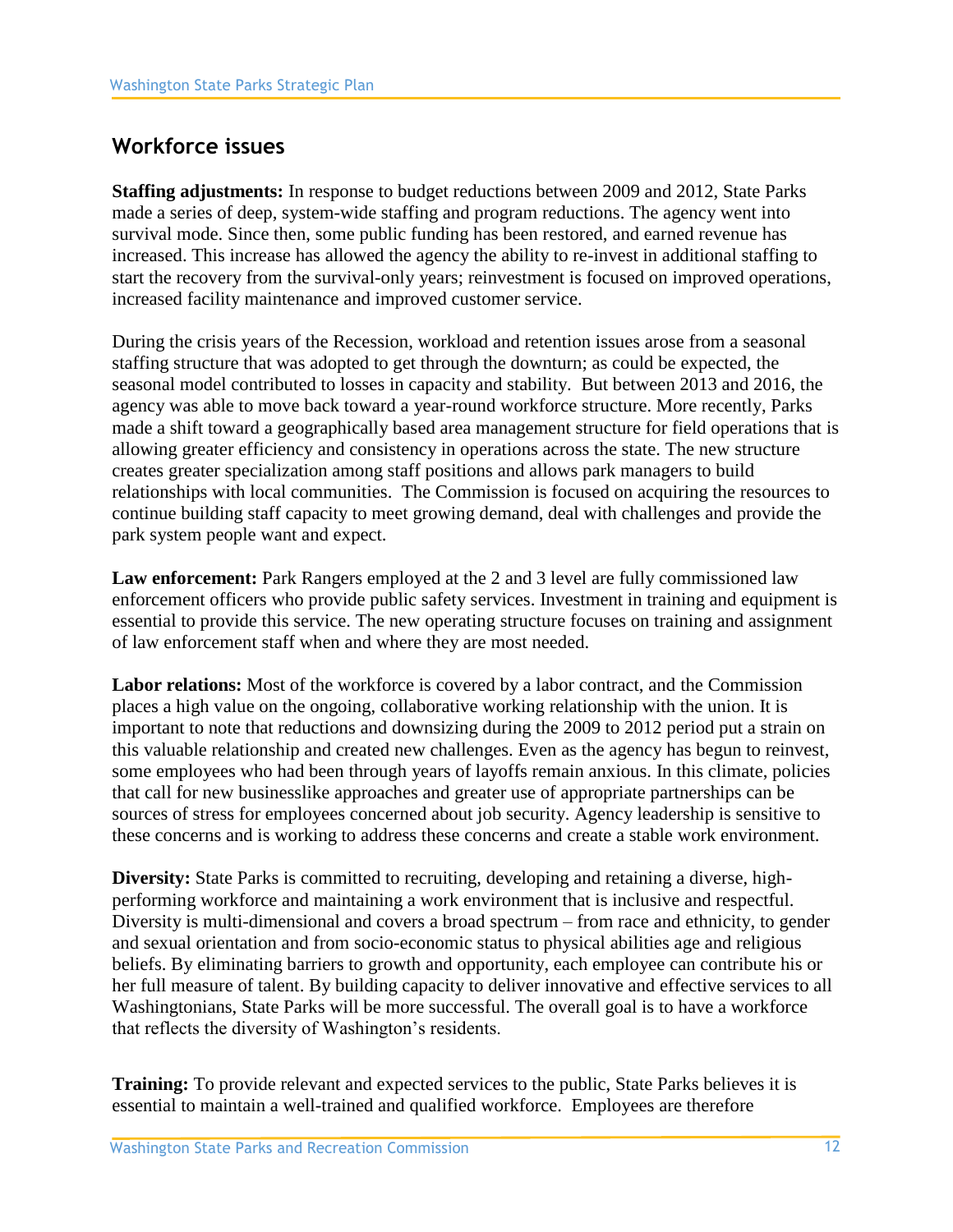## Workforce issues

**Staffing adjustments:** In response to budget reductions between 2009 and 2012, State Parks made a series of deep, system-wide staffing and program reductions. The agency went into survival mode. Since then, some public funding has been restored, and earned revenue has increased. This increase has allowed the agency the ability to re-invest in additional staffing to start the recovery from the survival-only years; reinvestment is focused on improved operations, increased facility maintenance and improved customer service.

During the crisis years of the Recession, workload and retention issues arose from a seasonal staffing structure that was adopted to get through the downturn; as could be expected, the seasonal model contributed to losses in capacity and stability. But between 2013 and 2016, the agency was able to move back toward a year-round workforce structure. More recently, Parks made a shift toward a geographically based area management structure for field operations that is allowing greater efficiency and consistency in operations across the state. The new structure creates greater specialization among staff positions and allows park managers to build relationships with local communities. The Commission is focused on acquiring the resources to continue building staff capacity to meet growing demand, deal with challenges and provide the park system people want and expect.

**Law enforcement:** Park Rangers employed at the 2 and 3 level are fully commissioned law enforcement officers who provide public safety services. Investment in training and equipment is essential to provide this service. The new operating structure focuses on training and assignment of law enforcement staff when and where they are most needed.

**Labor relations:** Most of the workforce is covered by a labor contract, and the Commission places a high value on the ongoing, collaborative working relationship with the union. It is important to note that reductions and downsizing during the 2009 to 2012 period put a strain on this valuable relationship and created new challenges. Even as the agency has begun to reinvest, some employees who had been through years of layoffs remain anxious. In this climate, policies that call for new businesslike approaches and greater use of appropriate partnerships can be sources of stress for employees concerned about job security. Agency leadership is sensitive to these concerns and is working to address these concerns and create a stable work environment.

**Diversity:** State Parks is committed to recruiting, developing and retaining a diverse, high-performing workforce and maintaining a work environment that is inclusive and respectful. Diversity is multi-dimensional and covers a broad spectrum – from race and ethnicity, to gender and sexual orientation and from socio-economic status to physical abilities age and religious beliefs. By eliminating barriers to growth and opportunity, each employee can contribute his or her full measure of talent. By building capacity to deliver innovative and effective services to all Washingtonians, State Parks will be more successful. The overall goal is to have a workforce that reflects the diversity of Washington's residents.

**Training:** To provide relevant and expected services to the public, State Parks believes it is essential to maintain a well-trained and qualified workforce. Employees are therefore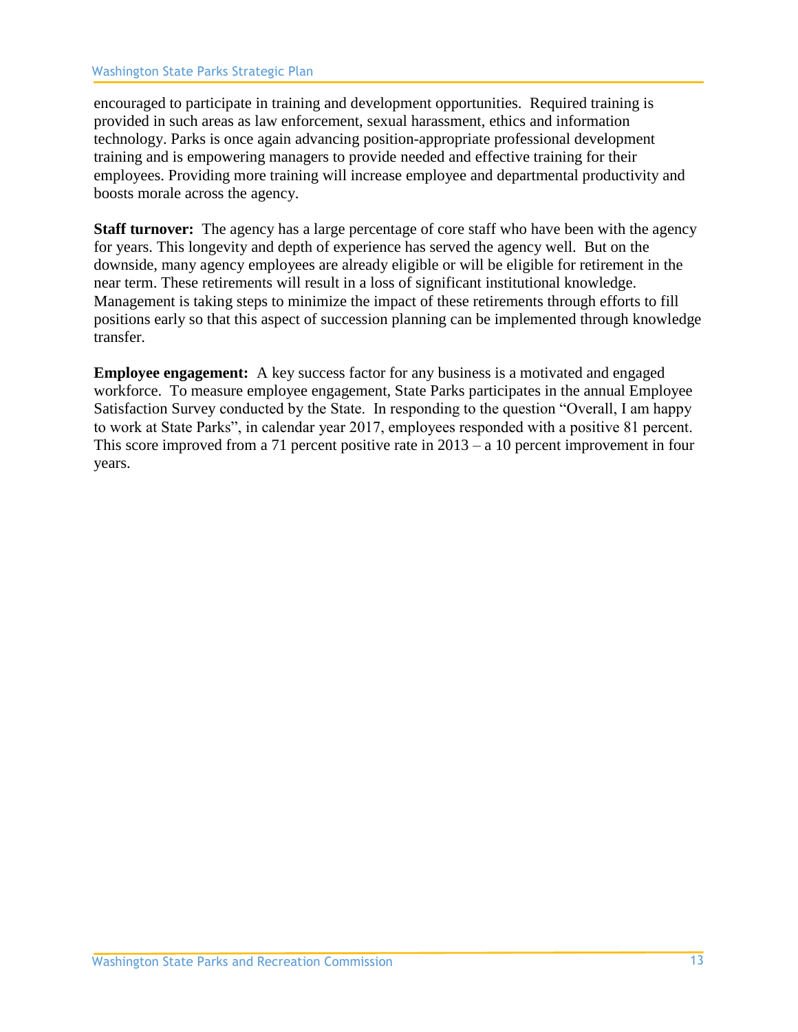encouraged to participate in training and development opportunities. Required training is provided in such areas as law enforcement, sexual harassment, ethics and information technology. Parks is once again advancing position-appropriate professional development training and is empowering managers to provide needed and effective training for their employees. Providing more training will increase employee and departmental productivity and boosts morale across the agency.

**Staff turnover:** The agency has a large percentage of core staff who have been with the agency for years. This longevity and depth of experience has served the agency well. But on the downside, many agency employees are already eligible or will be eligible for retirement in the near term. These retirements will result in a loss of significant institutional knowledge. Management is taking steps to minimize the impact of these retirements through efforts to fill positions early so that this aspect of succession planning can be implemented through knowledge transfer.

**Employee engagement:** A key success factor for any business is a motivated and engaged workforce. To measure employee engagement, State Parks participates in the annual Employee Satisfaction Survey conducted by the State. In responding to the question "Overall, I am happy to work at State Parks", in calendar year 2017, employees responded with a positive 81 percent. This score improved from a 71 percent positive rate in 2013 – a 10 percent improvement in four years.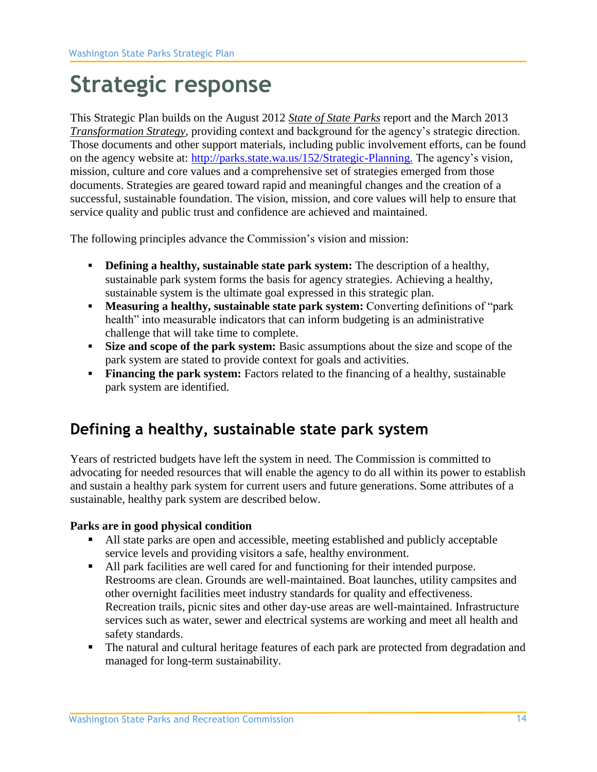# Strategic response

This Strategic Plan builds on the August 2012 *State of State Parks* report and the March 2013 *Transformation Strategy*, providing context and background for the agency's strategic direction. Those documents and other support materials, including public involvement efforts, can be found on the agency website at: http://parks.state.wa.us/152/Strategic-Planning. The agency's vision, mission, culture and core values and a comprehensive set of strategies emerged from those documents. Strategies are geared toward rapid and meaningful changes and the creation of a successful, sustainable foundation. The vision, mission, and core values will help to ensure that service quality and public trust and confidence are achieved and maintained.

The following principles advance the Commission's vision and mission:

- **Defining a healthy, sustainable state park system:** The description of a healthy, sustainable park system forms the basis for agency strategies. Achieving a healthy, sustainable system is the ultimate goal expressed in this strategic plan.
- **Measuring a healthy, sustainable state park system:** Converting definitions of "park health" into measurable indicators that can inform budgeting is an administrative challenge that will take time to complete.
- **Size and scope of the park system:** Basic assumptions about the size and scope of the park system are stated to provide context for goals and activities.
- **Financing the park system:** Factors related to the financing of a healthy, sustainable park system are identified.

## Defining a healthy, sustainable state park system

Years of restricted budgets have left the system in need. The Commission is committed to advocating for needed resources that will enable the agency to do all within its power to establish and sustain a healthy park system for current users and future generations. Some attributes of a sustainable, healthy park system are described below.

**Parks are in good physical condition**

- All state parks are open and accessible, meeting established and publicly acceptable service levels and providing visitors a safe, healthy environment.
- All park facilities are well cared for and functioning for their intended purpose. Restrooms are clean. Grounds are well-maintained. Boat launches, utility campsites and other overnight facilities meet industry standards for quality and effectiveness. Recreation trails, picnic sites and other day-use areas are well-maintained. Infrastructure services such as water, sewer and electrical systems are working and meet all health and safety standards.
- The natural and cultural heritage features of each park are protected from degradation and managed for long-term sustainability.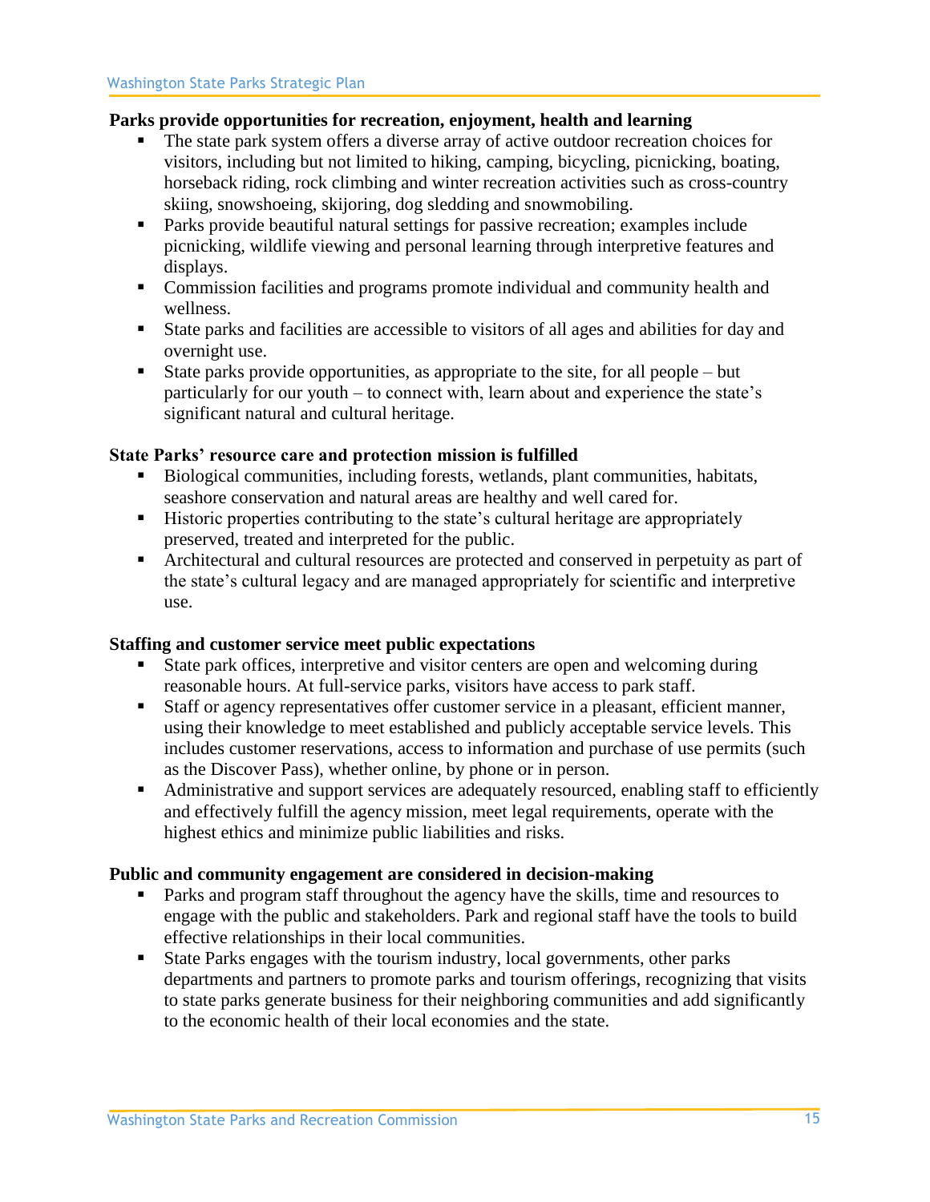**Parks provide opportunities for recreation, enjoyment, health and learning**

- The state park system offers a diverse array of active outdoor recreation choices for visitors, including but not limited to hiking, camping, bicycling, picnicking, boating, horseback riding, rock climbing and winter recreation activities such as cross-country skiing, snowshoeing, skijoring, dog sledding and snowmobiling.
- Parks provide beautiful natural settings for passive recreation; examples include picnicking, wildlife viewing and personal learning through interpretive features and displays.
- Commission facilities and programs promote individual and community health and wellness.
- State parks and facilities are accessible to visitors of all ages and abilities for day and overnight use.
- State parks provide opportunities, as appropriate to the site, for all people – but particularly for our youth – to connect with, learn about and experience the state's significant natural and cultural heritage.

**State Parks' resource care and protection mission is fulfilled**

- Biological communities, including forests, wetlands, plant communities, habitats, seashore conservation and natural areas are healthy and well cared for.
- Historic properties contributing to the state's cultural heritage are appropriately preserved, treated and interpreted for the public.
- Architectural and cultural resources are protected and conserved in perpetuity as part of the state's cultural legacy and are managed appropriately for scientific and interpretive use.

**Staffing and customer service meet public expectations**

- State park offices, interpretive and visitor centers are open and welcoming during reasonable hours. At full-service parks, visitors have access to park staff.
- Staff or agency representatives offer customer service in a pleasant, efficient manner, using their knowledge to meet established and publicly acceptable service levels. This includes customer reservations, access to information and purchase of use permits (such as the Discover Pass), whether online, by phone or in person.
- Administrative and support services are adequately resourced, enabling staff to efficiently and effectively fulfill the agency mission, meet legal requirements, operate with the highest ethics and minimize public liabilities and risks.

**Public and community engagement are considered in decision-making**

- Parks and program staff throughout the agency have the skills, time and resources to engage with the public and stakeholders. Park and regional staff have the tools to build effective relationships in their local communities.
- State Parks engages with the tourism industry, local governments, other parks departments and partners to promote parks and tourism offerings, recognizing that visits to state parks generate business for their neighboring communities and add significantly to the economic health of their local economies and the state.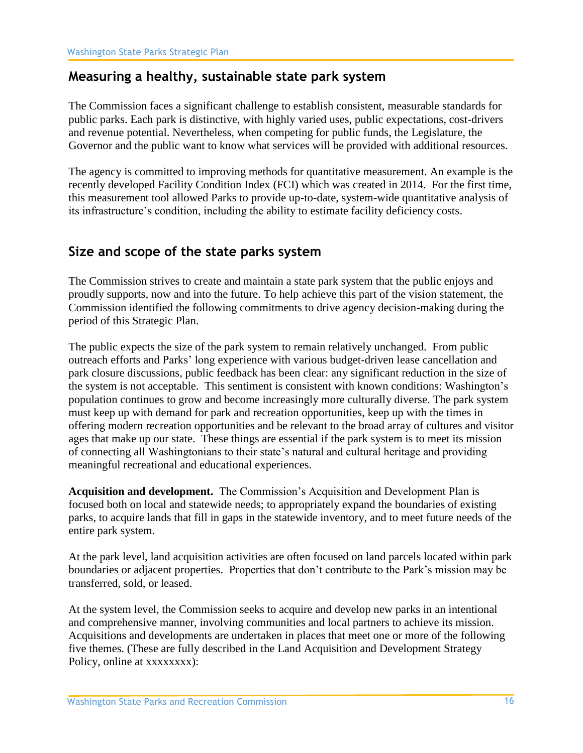## Measuring a healthy, sustainable state park system

The Commission faces a significant challenge to establish consistent, measurable standards for public parks. Each park is distinctive, with highly varied uses, public expectations, cost-drivers and revenue potential. Nevertheless, when competing for public funds, the Legislature, the Governor and the public want to know what services will be provided with additional resources.

The agency is committed to improving methods for quantitative measurement. An example is the recently developed Facility Condition Index (FCI) which was created in 2014. For the first time, this measurement tool allowed Parks to provide up-to-date, system-wide quantitative analysis of its infrastructure's condition, including the ability to estimate facility deficiency costs.

## Size and scope of the state parks system

The Commission strives to create and maintain a state park system that the public enjoys and proudly supports, now and into the future. To help achieve this part of the vision statement, the Commission identified the following commitments to drive agency decision-making during the period of this Strategic Plan.

The public expects the size of the park system to remain relatively unchanged. From public outreach efforts and Parks' long experience with various budget-driven lease cancellation and park closure discussions, public feedback has been clear: any significant reduction in the size of the system is not acceptable. This sentiment is consistent with known conditions: Washington's population continues to grow and become increasingly more culturally diverse. The park system must keep up with demand for park and recreation opportunities, keep up with the times in offering modern recreation opportunities and be relevant to the broad array of cultures and visitor ages that make up our state. These things are essential if the park system is to meet its mission of connecting all Washingtonians to their state's natural and cultural heritage and providing meaningful recreational and educational experiences.

**Acquisition and development.** The Commission's Acquisition and Development Plan is focused both on local and statewide needs; to appropriately expand the boundaries of existing parks, to acquire lands that fill in gaps in the statewide inventory, and to meet future needs of the entire park system.

At the park level, land acquisition activities are often focused on land parcels located within park boundaries or adjacent properties. Properties that don't contribute to the Park's mission may be transferred, sold, or leased.

At the system level, the Commission seeks to acquire and develop new parks in an intentional and comprehensive manner, involving communities and local partners to achieve its mission. Acquisitions and developments are undertaken in places that meet one or more of the following five themes. (These are fully described in the Land Acquisition and Development Strategy Policy, online at xxxxxxxx):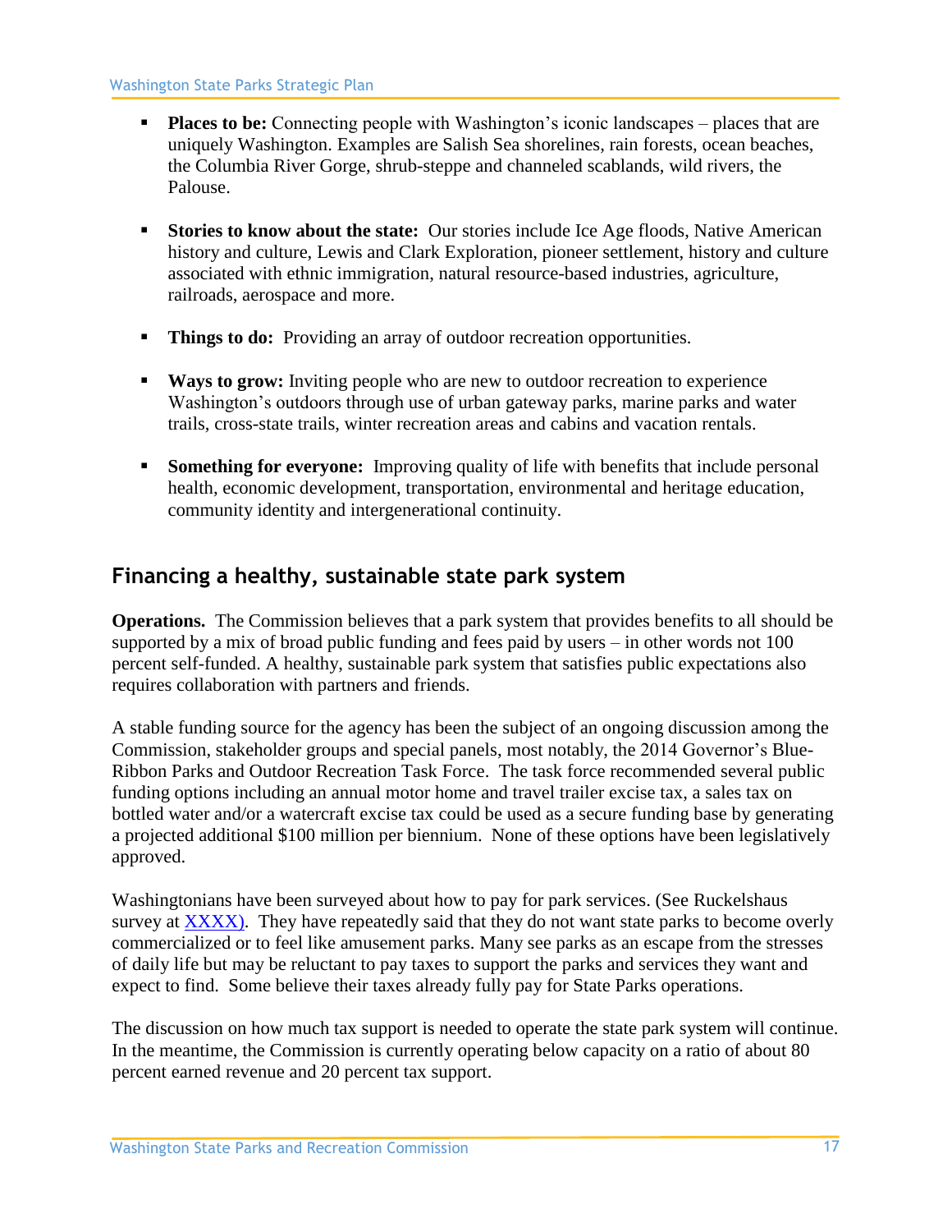- **Places to be:** Connecting people with Washington's iconic landscapes – places that are uniquely Washington. Examples are Salish Sea shorelines, rain forests, ocean beaches, the Columbia River Gorge, shrub-steppe and channeled scablands, wild rivers, the Palouse.

- **Stories to know about the state:** Our stories include Ice Age floods, Native American history and culture, Lewis and Clark Exploration, pioneer settlement, history and culture associated with ethnic immigration, natural resource-based industries, agriculture, railroads, aerospace and more.

- **Things to do:** Providing an array of outdoor recreation opportunities.

- **Ways to grow:** Inviting people who are new to outdoor recreation to experience Washington's outdoors through use of urban gateway parks, marine parks and water trails, cross-state trails, winter recreation areas and cabins and vacation rentals.

- **Something for everyone:** Improving quality of life with benefits that include personal health, economic development, transportation, environmental and heritage education, community identity and intergenerational continuity.

## Financing a healthy, sustainable state park system

**Operations.** The Commission believes that a park system that provides benefits to all should be supported by a mix of broad public funding and fees paid by users – in other words not 100 percent self-funded. A healthy, sustainable park system that satisfies public expectations also requires collaboration with partners and friends.

A stable funding source for the agency has been the subject of an ongoing discussion among the Commission, stakeholder groups and special panels, most notably, the 2014 Governor's Blue-Ribbon Parks and Outdoor Recreation Task Force. The task force recommended several public funding options including an annual motor home and travel trailer excise tax, a sales tax on bottled water and/or a watercraft excise tax could be used as a secure funding base by generating a projected additional $100 million per biennium. None of these options have been legislatively approved.

Washingtonians have been surveyed about how to pay for park services. (See Ruckelshaus survey at XXXX). They have repeatedly said that they do not want state parks to become overly commercialized or to feel like amusement parks. Many see parks as an escape from the stresses of daily life but may be reluctant to pay taxes to support the parks and services they want and expect to find. Some believe their taxes already fully pay for State Parks operations.

The discussion on how much tax support is needed to operate the state park system will continue. In the meantime, the Commission is currently operating below capacity on a ratio of about 80 percent earned revenue and 20 percent tax support.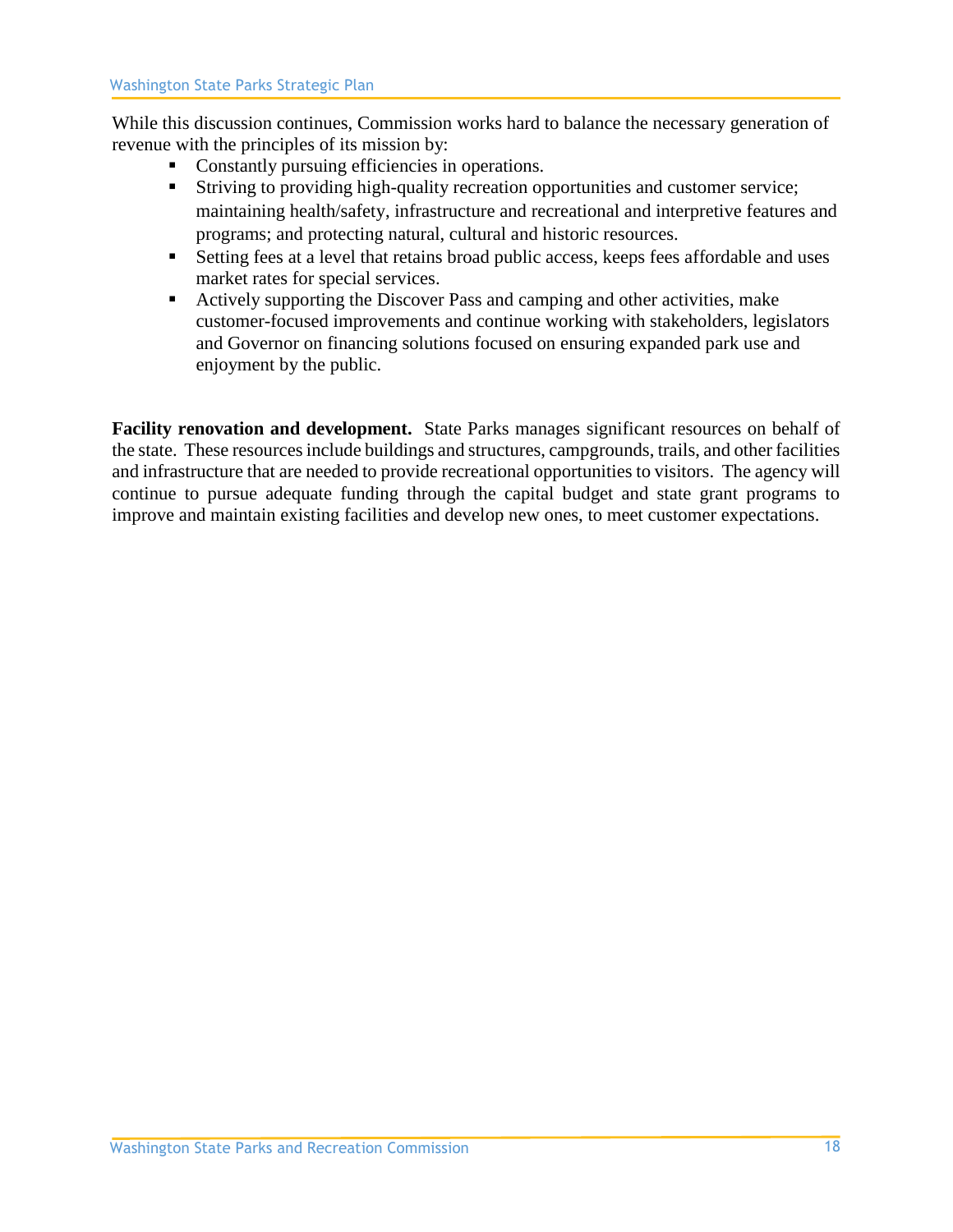While this discussion continues, Commission works hard to balance the necessary generation of revenue with the principles of its mission by:

- Constantly pursuing efficiencies in operations.
- Striving to providing high-quality recreation opportunities and customer service; maintaining health/safety, infrastructure and recreational and interpretive features and programs; and protecting natural, cultural and historic resources.
- Setting fees at a level that retains broad public access, keeps fees affordable and uses market rates for special services.
- Actively supporting the Discover Pass and camping and other activities, make customer-focused improvements and continue working with stakeholders, legislators and Governor on financing solutions focused on ensuring expanded park use and enjoyment by the public.

**Facility renovation and development.** State Parks manages significant resources on behalf of the state. These resources include buildings and structures, campgrounds, trails, and other facilities and infrastructure that are needed to provide recreational opportunities to visitors. The agency will continue to pursue adequate funding through the capital budget and state grant programs to improve and maintain existing facilities and develop new ones, to meet customer expectations.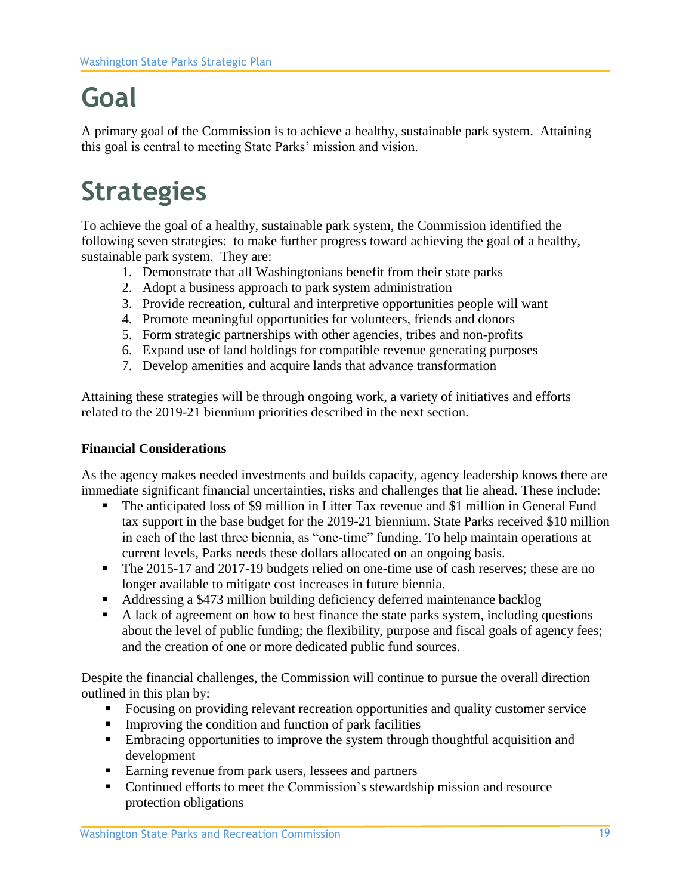# Goal

A primary goal of the Commission is to achieve a healthy, sustainable park system. Attaining this goal is central to meeting State Parks' mission and vision.

# Strategies

To achieve the goal of a healthy, sustainable park system, the Commission identified the following seven strategies: to make further progress toward achieving the goal of a healthy, sustainable park system. They are:

1. Demonstrate that all Washingtonians benefit from their state parks
2. Adopt a business approach to park system administration
3. Provide recreation, cultural and interpretive opportunities people will want
4. Promote meaningful opportunities for volunteers, friends and donors
5. Form strategic partnerships with other agencies, tribes and non-profits
6. Expand use of land holdings for compatible revenue generating purposes
7. Develop amenities and acquire lands that advance transformation

Attaining these strategies will be through ongoing work, a variety of initiatives and efforts related to the 2019-21 biennium priorities described in the next section.

**Financial Considerations**

As the agency makes needed investments and builds capacity, agency leadership knows there are immediate significant financial uncertainties, risks and challenges that lie ahead. These include:

- The anticipated loss of $9 million in Litter Tax revenue and $1 million in General Fund tax support in the base budget for the 2019-21 biennium. State Parks received $10 million in each of the last three biennia, as "one-time" funding. To help maintain operations at current levels, Parks needs these dollars allocated on an ongoing basis.
- The 2015-17 and 2017-19 budgets relied on one-time use of cash reserves; these are no longer available to mitigate cost increases in future biennia.
- Addressing a $473 million building deficiency deferred maintenance backlog
- A lack of agreement on how to best finance the state parks system, including questions about the level of public funding; the flexibility, purpose and fiscal goals of agency fees; and the creation of one or more dedicated public fund sources.

Despite the financial challenges, the Commission will continue to pursue the overall direction outlined in this plan by:

- Focusing on providing relevant recreation opportunities and quality customer service
- Improving the condition and function of park facilities
- Embracing opportunities to improve the system through thoughtful acquisition and development
- Earning revenue from park users, lessees and partners
- Continued efforts to meet the Commission's stewardship mission and resource protection obligations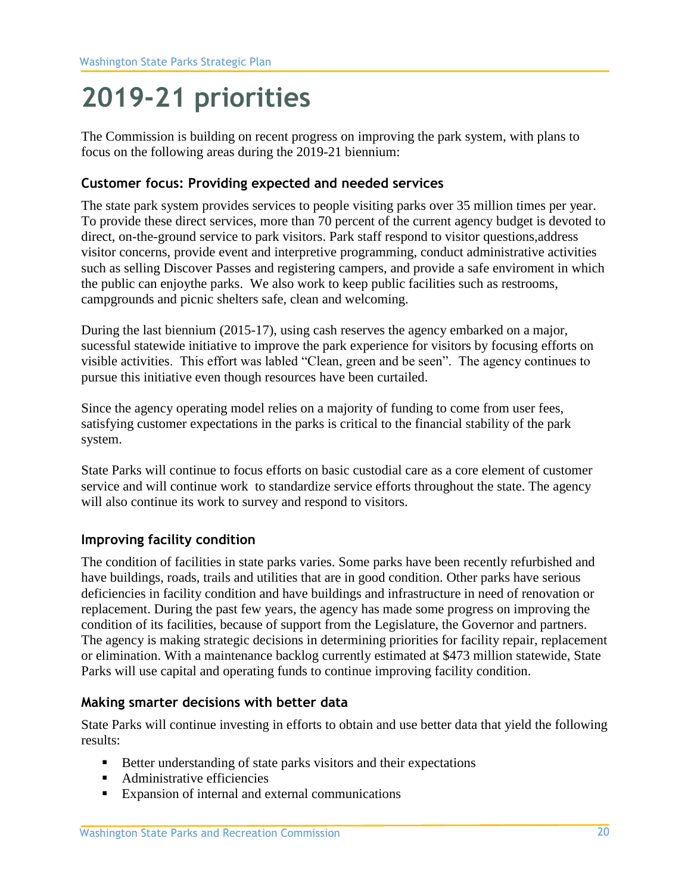# 2019-21 priorities

The Commission is building on recent progress on improving the park system, with plans to focus on the following areas during the 2019-21 biennium:

### Customer focus: Providing expected and needed services

The state park system provides services to people visiting parks over 35 million times per year. To provide these direct services, more than 70 percent of the current agency budget is devoted to direct, on-the-ground service to park visitors. Park staff respond to visitor questions,address visitor concerns, provide event and interpretive programming, conduct administrative activities such as selling Discover Passes and registering campers, and provide a safe enviroment in which the public can enjoythe parks. We also work to keep public facilities such as restrooms, campgrounds and picnic shelters safe, clean and welcoming.

During the last biennium (2015-17), using cash reserves the agency embarked on a major, sucessful statewide initiative to improve the park experience for visitors by focusing efforts on visible activities. This effort was labled "Clean, green and be seen". The agency continues to pursue this initiative even though resources have been curtailed.

Since the agency operating model relies on a majority of funding to come from user fees, satisfying customer expectations in the parks is critical to the financial stability of the park system.

State Parks will continue to focus efforts on basic custodial care as a core element of customer service and will continue work to standardize service efforts throughout the state. The agency will also continue its work to survey and respond to visitors.

### Improving facility condition

The condition of facilities in state parks varies. Some parks have been recently refurbished and have buildings, roads, trails and utilities that are in good condition. Other parks have serious deficiencies in facility condition and have buildings and infrastructure in need of renovation or replacement. During the past few years, the agency has made some progress on improving the condition of its facilities, because of support from the Legislature, the Governor and partners. The agency is making strategic decisions in determining priorities for facility repair, replacement or elimination. With a maintenance backlog currently estimated at $473 million statewide, State Parks will use capital and operating funds to continue improving facility condition.

### Making smarter decisions with better data

State Parks will continue investing in efforts to obtain and use better data that yield the following results:

- Better understanding of state parks visitors and their expectations
- Administrative efficiencies
- Expansion of internal and external communications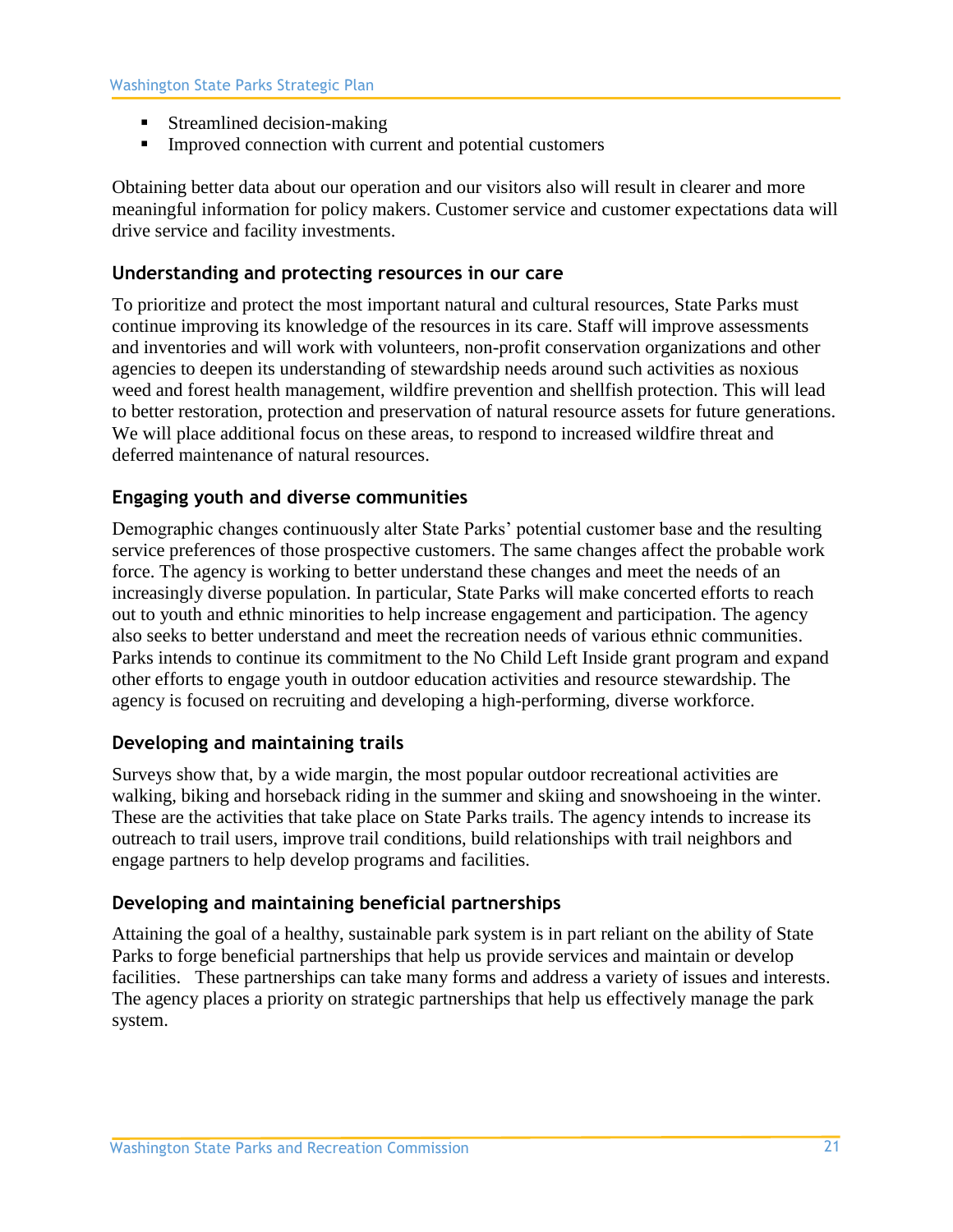- Streamlined decision-making
- Improved connection with current and potential customers

Obtaining better data about our operation and our visitors also will result in clearer and more meaningful information for policy makers. Customer service and customer expectations data will drive service and facility investments.

### Understanding and protecting resources in our care

To prioritize and protect the most important natural and cultural resources, State Parks must continue improving its knowledge of the resources in its care. Staff will improve assessments and inventories and will work with volunteers, non-profit conservation organizations and other agencies to deepen its understanding of stewardship needs around such activities as noxious weed and forest health management, wildfire prevention and shellfish protection. This will lead to better restoration, protection and preservation of natural resource assets for future generations. We will place additional focus on these areas, to respond to increased wildfire threat and deferred maintenance of natural resources.

### Engaging youth and diverse communities

Demographic changes continuously alter State Parks' potential customer base and the resulting service preferences of those prospective customers. The same changes affect the probable work force. The agency is working to better understand these changes and meet the needs of an increasingly diverse population. In particular, State Parks will make concerted efforts to reach out to youth and ethnic minorities to help increase engagement and participation. The agency also seeks to better understand and meet the recreation needs of various ethnic communities. Parks intends to continue its commitment to the No Child Left Inside grant program and expand other efforts to engage youth in outdoor education activities and resource stewardship. The agency is focused on recruiting and developing a high-performing, diverse workforce.

### Developing and maintaining trails

Surveys show that, by a wide margin, the most popular outdoor recreational activities are walking, biking and horseback riding in the summer and skiing and snowshoeing in the winter. These are the activities that take place on State Parks trails. The agency intends to increase its outreach to trail users, improve trail conditions, build relationships with trail neighbors and engage partners to help develop programs and facilities.

### Developing and maintaining beneficial partnerships

Attaining the goal of a healthy, sustainable park system is in part reliant on the ability of State Parks to forge beneficial partnerships that help us provide services and maintain or develop facilities. These partnerships can take many forms and address a variety of issues and interests. The agency places a priority on strategic partnerships that help us effectively manage the park system.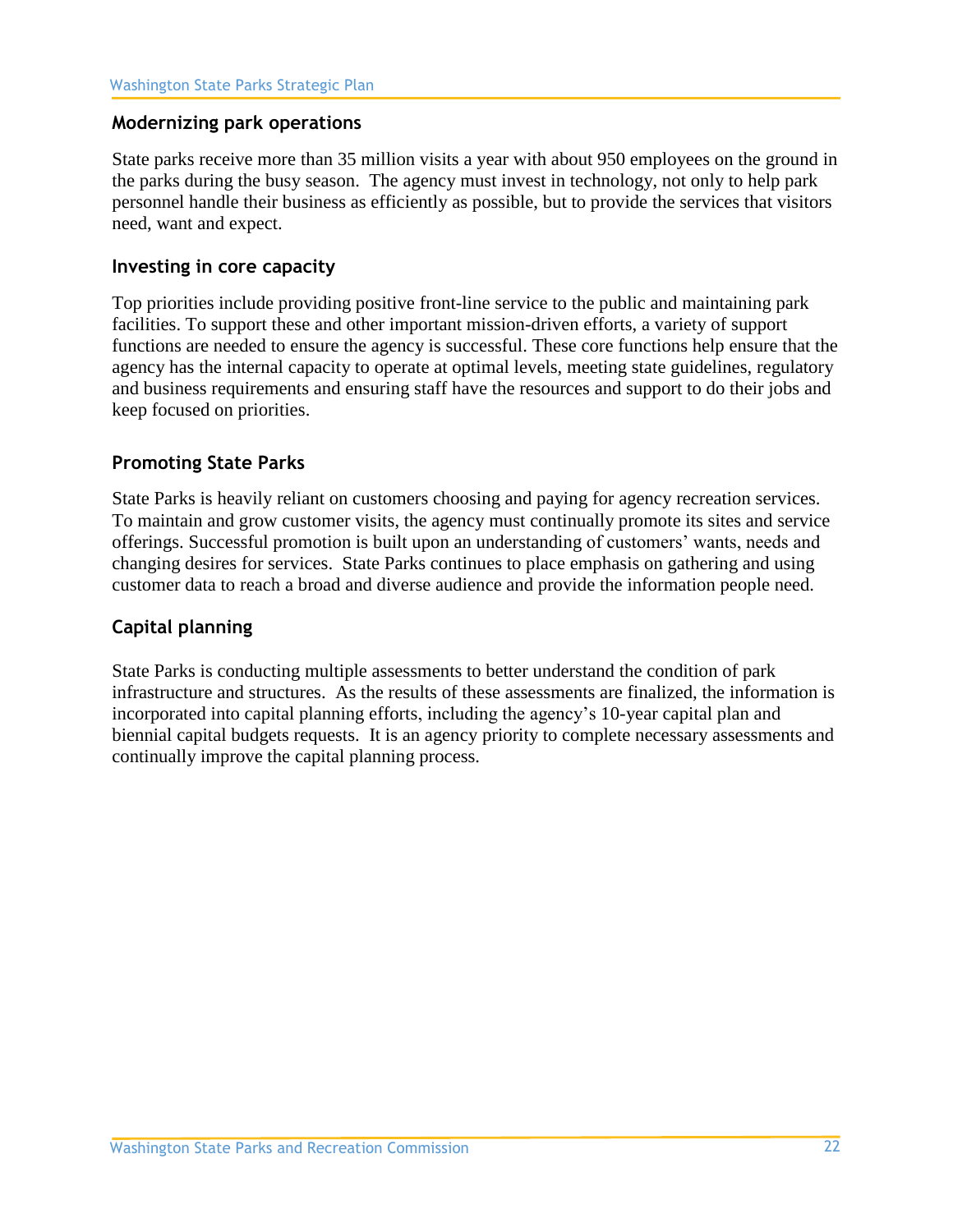### Modernizing park operations

State parks receive more than 35 million visits a year with about 950 employees on the ground in the parks during the busy season. The agency must invest in technology, not only to help park personnel handle their business as efficiently as possible, but to provide the services that visitors need, want and expect.

### Investing in core capacity

Top priorities include providing positive front-line service to the public and maintaining park facilities. To support these and other important mission-driven efforts, a variety of support functions are needed to ensure the agency is successful. These core functions help ensure that the agency has the internal capacity to operate at optimal levels, meeting state guidelines, regulatory and business requirements and ensuring staff have the resources and support to do their jobs and keep focused on priorities.

### Promoting State Parks

State Parks is heavily reliant on customers choosing and paying for agency recreation services. To maintain and grow customer visits, the agency must continually promote its sites and service offerings. Successful promotion is built upon an understanding of customers' wants, needs and changing desires for services. State Parks continues to place emphasis on gathering and using customer data to reach a broad and diverse audience and provide the information people need.

### Capital planning

State Parks is conducting multiple assessments to better understand the condition of park infrastructure and structures. As the results of these assessments are finalized, the information is incorporated into capital planning efforts, including the agency's 10-year capital plan and biennial capital budgets requests. It is an agency priority to complete necessary assessments and continually improve the capital planning process.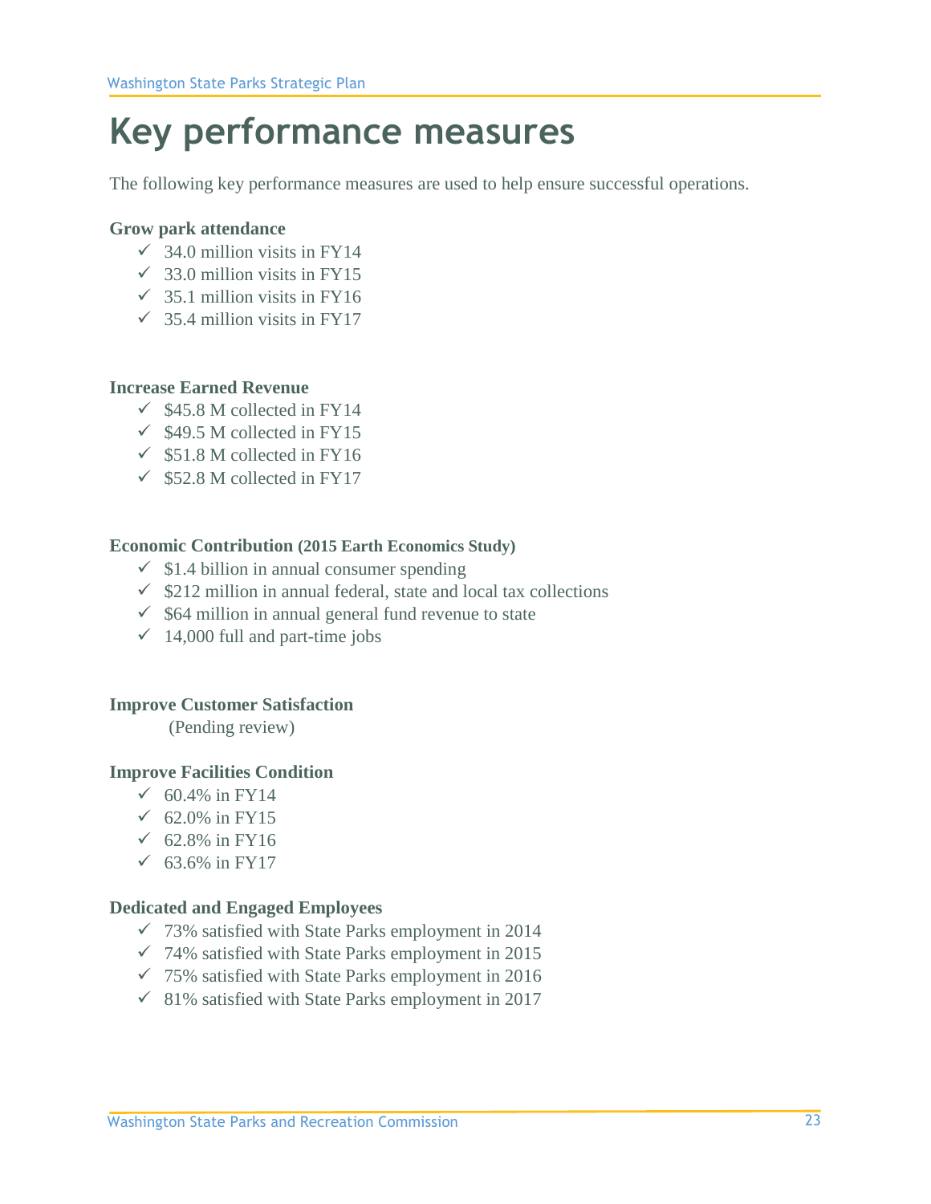# Key performance measures

The following key performance measures are used to help ensure successful operations.

**Grow park attendance**

- ✓ 34.0 million visits in FY14
- ✓ 33.0 million visits in FY15
- ✓ 35.1 million visits in FY16
- ✓ 35.4 million visits in FY17

**Increase Earned Revenue**

- ✓ $45.8 M collected in FY14
- ✓ $49.5 M collected in FY15
- ✓ $51.8 M collected in FY16
- ✓ $52.8 M collected in FY17

**Economic Contribution (2015 Earth Economics Study)**

- ✓ $1.4 billion in annual consumer spending
- ✓ $212 million in annual federal, state and local tax collections
- ✓ $64 million in annual general fund revenue to state
- ✓ 14,000 full and part-time jobs

**Improve Customer Satisfaction**

(Pending review)

**Improve Facilities Condition**

- ✓ 60.4% in FY14
- ✓ 62.0% in FY15
- ✓ 62.8% in FY16
- ✓ 63.6% in FY17

**Dedicated and Engaged Employees**

- ✓ 73% satisfied with State Parks employment in 2014
- ✓ 74% satisfied with State Parks employment in 2015
- ✓ 75% satisfied with State Parks employment in 2016
- ✓ 81% satisfied with State Parks employment in 2017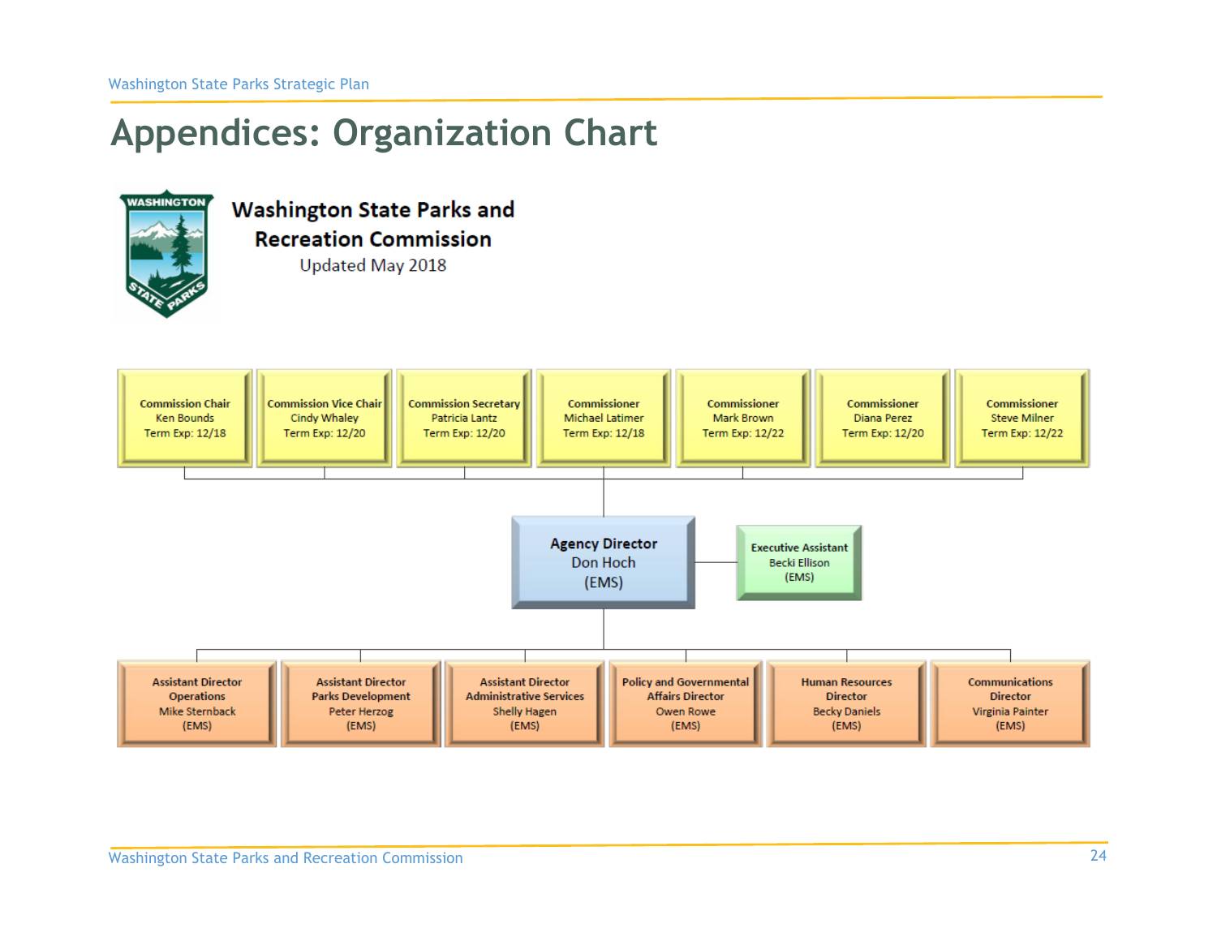# Appendices: Organization Chart

**Washington State Parks and Recreation Commission**

Updated May 2018

**Commission Chair** Ken Bounds, Term Exp: 12/18

**Commission Vice Chair** Cindy Whaley, Term Exp: 12/20

**Commission Secretary** Patricia Lantz, Term Exp: 12/20

**Commissioner** Michael Latimer, Term Exp: 12/18

**Commissioner** Mark Brown, Term Exp: 12/22

**Commissioner** Diana Perez, Term Exp: 12/20

**Commissioner** Steve Milner, Term Exp: 12/22

**Agency Director**
Don Hoch
(EMS)

**Executive Assistant**
Becki Ellison
(EMS)

**Assistant Director Operations**
Mike Sternback
(EMS)

**Assistant Director Parks Development**
Peter Herzog
(EMS)

**Assistant Director Administrative Services**
Shelly Hagen
(EMS)

**Policy and Governmental Affairs Director**
Owen Rowe
(EMS)

**Human Resources Director**
Becky Daniels
(EMS)

**Communications Director**
Virginia Painter
(EMS)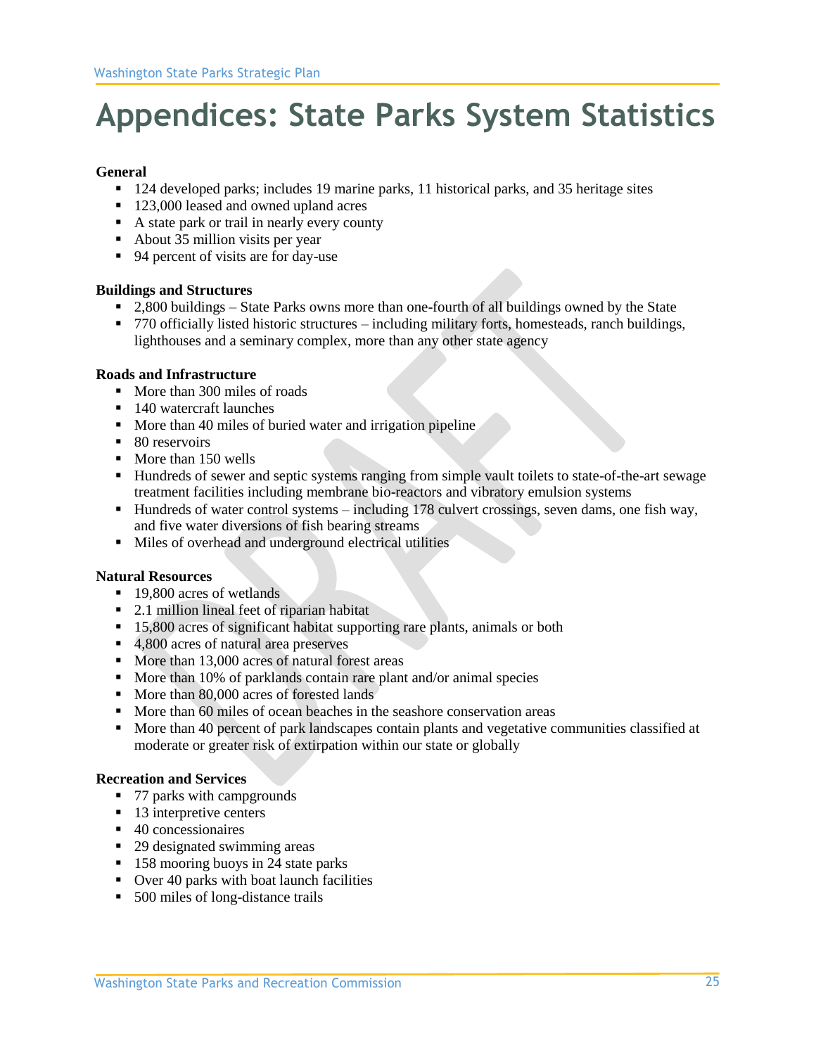# Appendices: State Parks System Statistics

**General**

- 124 developed parks; includes 19 marine parks, 11 historical parks, and 35 heritage sites
- 123,000 leased and owned upland acres
- A state park or trail in nearly every county
- About 35 million visits per year
- 94 percent of visits are for day-use

**Buildings and Structures**

- 2,800 buildings – State Parks owns more than one-fourth of all buildings owned by the State
- 770 officially listed historic structures – including military forts, homesteads, ranch buildings, lighthouses and a seminary complex, more than any other state agency

**Roads and Infrastructure**

- More than 300 miles of roads
- 140 watercraft launches
- More than 40 miles of buried water and irrigation pipeline
- 80 reservoirs
- More than 150 wells
- Hundreds of sewer and septic systems ranging from simple vault toilets to state-of-the-art sewage treatment facilities including membrane bio-reactors and vibratory emulsion systems
- Hundreds of water control systems – including 178 culvert crossings, seven dams, one fish way, and five water diversions of fish bearing streams
- Miles of overhead and underground electrical utilities

**Natural Resources**

- 19,800 acres of wetlands
- 2.1 million lineal feet of riparian habitat
- 15,800 acres of significant habitat supporting rare plants, animals or both
- 4,800 acres of natural area preserves
- More than 13,000 acres of natural forest areas
- More than 10% of parklands contain rare plant and/or animal species
- More than 80,000 acres of forested lands
- More than 60 miles of ocean beaches in the seashore conservation areas
- More than 40 percent of park landscapes contain plants and vegetative communities classified at moderate or greater risk of extirpation within our state or globally

**Recreation and Services**

- 77 parks with campgrounds
- 13 interpretive centers
- 40 concessionaires
- 29 designated swimming areas
- 158 mooring buoys in 24 state parks
- Over 40 parks with boat launch facilities
- 500 miles of long-distance trails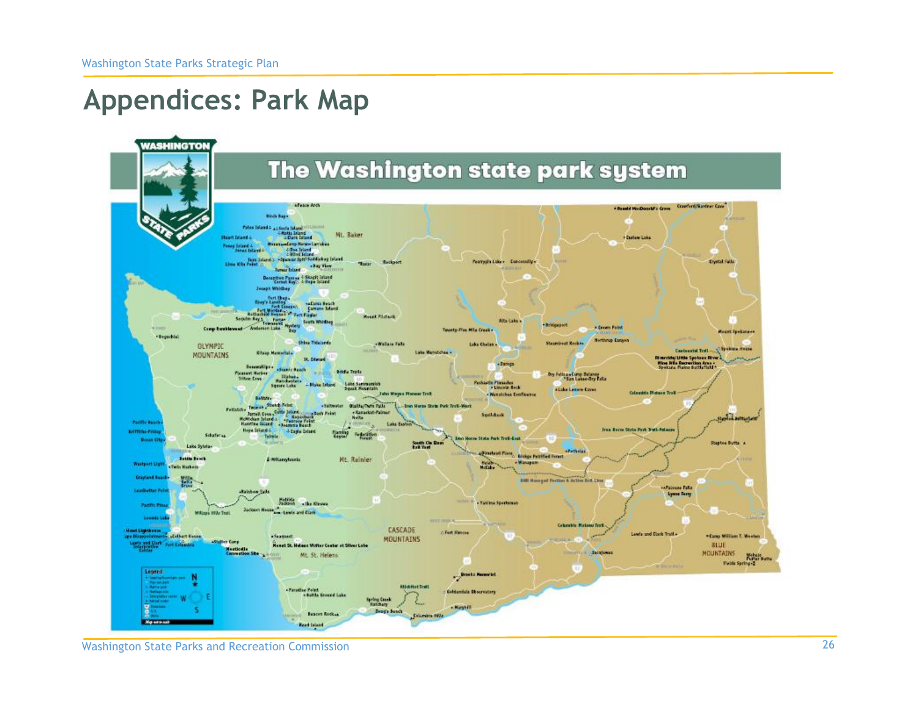# Appendices: Park Map

The Washington state park system